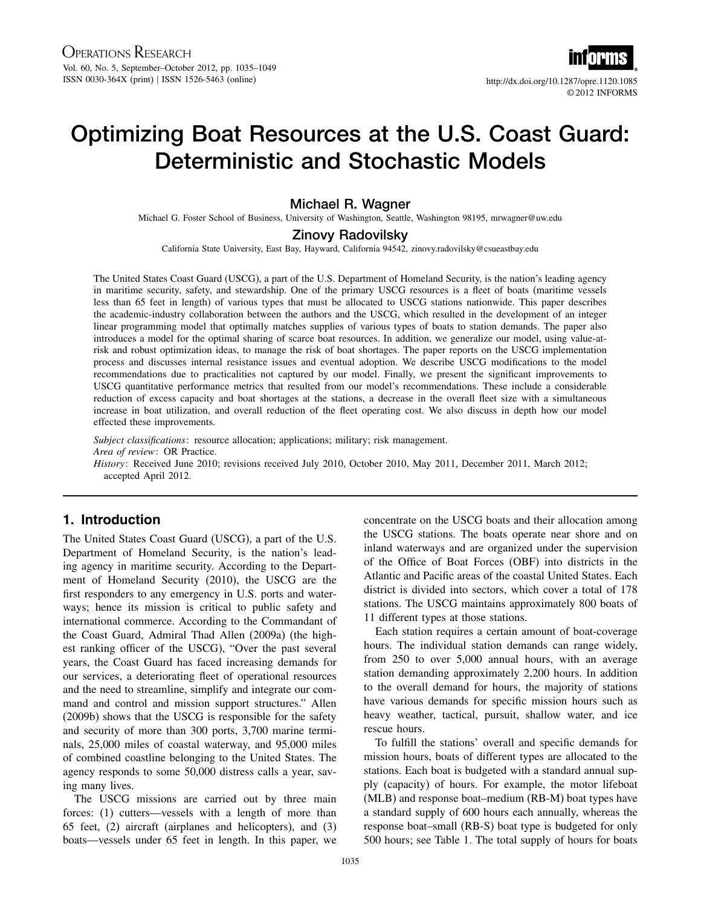# Optimizing Boat Resources at the U.S. Coast Guard: Deterministic and Stochastic Models

**Michael R. Wagner**

Michael G. Foster School of Business, University of Washington, Seattle, Washington 98195, mrwagner@uw.edu

**Zinovy Radovilsky**

California State University, East Bay, Hayward, California 94542, zinovy.radovilsky@csueastbay.edu

The United States Coast Guard (USCG), a part of the U.S. Department of Homeland Security, is the nation's leading agency in maritime security, safety, and stewardship. One of the primary USCG resources is a fleet of boats (maritime vessels less than 65 feet in length) of various types that must be allocated to USCG stations nationwide. This paper describes the academic-industry collaboration between the authors and the USCG, which resulted in the development of an integer linear programming model that optimally matches supplies of various types of boats to station demands. The paper also introduces a model for the optimal sharing of scarce boat resources. In addition, we generalize our model, using value-at-risk and robust optimization ideas, to manage the risk of boat shortages. The paper reports on the USCG implementation process and discusses internal resistance issues and eventual adoption. We describe USCG modifications to the model recommendations due to practicalities not captured by our model. Finally, we present the significant improvements to USCG quantitative performance metrics that resulted from our model's recommendations. These include a considerable reduction of excess capacity and boat shortages at the stations, a decrease in the overall fleet size with a simultaneous increase in boat utilization, and overall reduction of the fleet operating cost. We also discuss in depth how our model effected these improvements.

*Subject classifications*: resource allocation; applications; military; risk management.
*Area of review*: OR Practice.
*History*: Received June 2010; revisions received July 2010, October 2010, May 2011, December 2011, March 2012; accepted April 2012.

## 1. Introduction

The United States Coast Guard (USCG), a part of the U.S. Department of Homeland Security, is the nation's leading agency in maritime security. According to the Department of Homeland Security (2010), the USCG are the first responders to any emergency in U.S. ports and waterways; hence its mission is critical to public safety and international commerce. According to the Commandant of the Coast Guard, Admiral Thad Allen (2009a) (the highest ranking officer of the USCG), "Over the past several years, the Coast Guard has faced increasing demands for our services, a deteriorating fleet of operational resources and the need to streamline, simplify and integrate our command and control and mission support structures." Allen (2009b) shows that the USCG is responsible for the safety and security of more than 300 ports, 3,700 marine terminals, 25,000 miles of coastal waterway, and 95,000 miles of combined coastline belonging to the United States. The agency responds to some 50,000 distress calls a year, saving many lives.

The USCG missions are carried out by three main forces: (1) cutters—vessels with a length of more than 65 feet, (2) aircraft (airplanes and helicopters), and (3) boats—vessels under 65 feet in length. In this paper, we concentrate on the USCG boats and their allocation among the USCG stations. The boats operate near shore and on inland waterways and are organized under the supervision of the Office of Boat Forces (OBF) into districts in the Atlantic and Pacific areas of the coastal United States. Each district is divided into sectors, which cover a total of 178 stations. The USCG maintains approximately 800 boats of 11 different types at those stations.

Each station requires a certain amount of boat-coverage hours. The individual station demands can range widely, from 250 to over 5,000 annual hours, with an average station demanding approximately 2,200 hours. In addition to the overall demand for hours, the majority of stations have various demands for specific mission hours such as heavy weather, tactical, pursuit, shallow water, and ice rescue hours.

To fulfill the stations' overall and specific demands for mission hours, boats of different types are allocated to the stations. Each boat is budgeted with a standard annual supply (capacity) of hours. For example, the motor lifeboat (MLB) and response boat–medium (RB-M) boat types have a standard supply of 600 hours each annually, whereas the response boat–small (RB-S) boat type is budgeted for only 500 hours; see Table 1. The total supply of hours for boats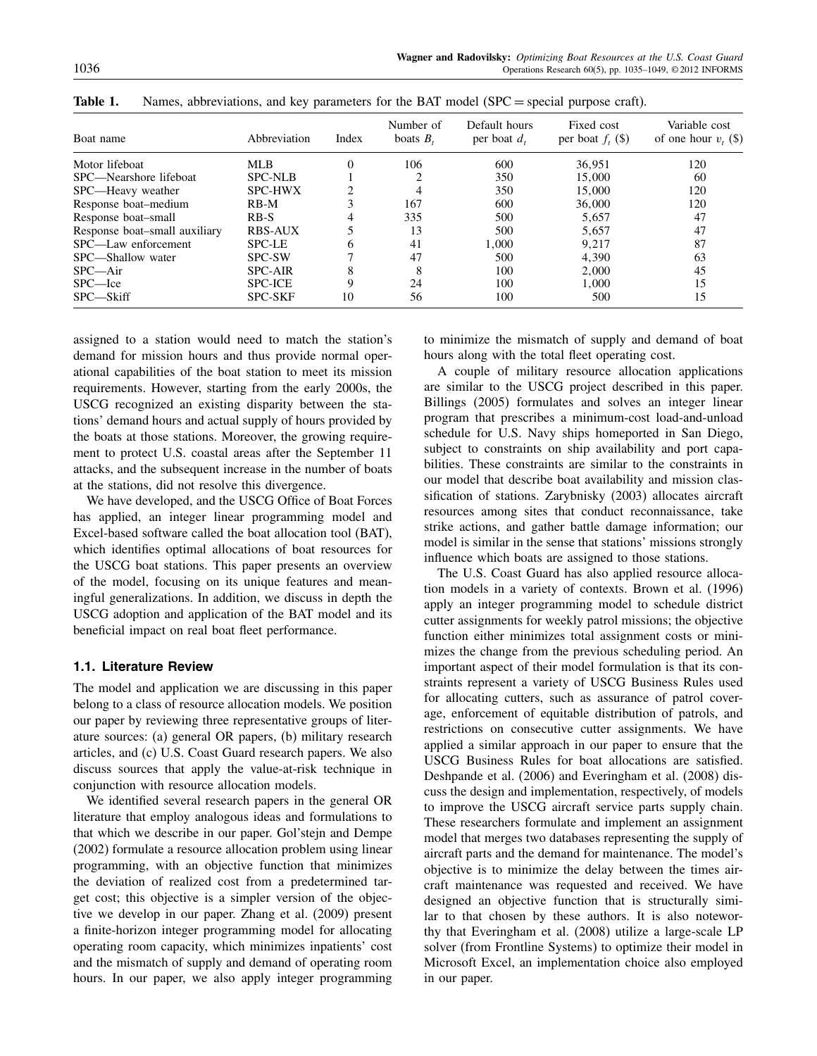**Table 1.** Names, abbreviations, and key parameters for the BAT model (SPC = special purpose craft).

| Boat name | Abbreviation | Index | Number of boats $B_t$ | Default hours per boat $d_t$ | Fixed cost per boat $f_t$ ($) | Variable cost of one hour $v_t$ ($) |
|---|---|---|---|---|---|---|
| Motor lifeboat | MLB | 0 | 106 | 600 | 36,951 | 120 |
| SPC—Nearshore lifeboat | SPC-NLB | 1 | 2 | 350 | 15,000 | 60 |
| SPC—Heavy weather | SPC-HWX | 2 | 4 | 350 | 15,000 | 120 |
| Response boat–medium | RB-M | 3 | 167 | 600 | 36,000 | 120 |
| Response boat–small | RB-S | 4 | 335 | 500 | 5,657 | 47 |
| Response boat–small auxiliary | RBS-AUX | 5 | 13 | 500 | 5,657 | 47 |
| SPC—Law enforcement | SPC-LE | 6 | 41 | 1,000 | 9,217 | 87 |
| SPC—Shallow water | SPC-SW | 7 | 47 | 500 | 4,390 | 63 |
| SPC—Air | SPC-AIR | 8 | 8 | 100 | 2,000 | 45 |
| SPC—Ice | SPC-ICE | 9 | 24 | 100 | 1,000 | 15 |
| SPC—Skiff | SPC-SKF | 10 | 56 | 100 | 500 | 15 |

assigned to a station would need to match the station's demand for mission hours and thus provide normal operational capabilities of the boat station to meet its mission requirements. However, starting from the early 2000s, the USCG recognized an existing disparity between the stations' demand hours and actual supply of hours provided by the boats at those stations. Moreover, the growing requirement to protect U.S. coastal areas after the September 11 attacks, and the subsequent increase in the number of boats at the stations, did not resolve this divergence.

We have developed, and the USCG Office of Boat Forces has applied, an integer linear programming model and Excel-based software called the boat allocation tool (BAT), which identifies optimal allocations of boat resources for the USCG boat stations. This paper presents an overview of the model, focusing on its unique features and meaningful generalizations. In addition, we discuss in depth the USCG adoption and application of the BAT model and its beneficial impact on real boat fleet performance.

### 1.1. Literature Review

The model and application we are discussing in this paper belong to a class of resource allocation models. We position our paper by reviewing three representative groups of literature sources: (a) general OR papers, (b) military research articles, and (c) U.S. Coast Guard research papers. We also discuss sources that apply the value-at-risk technique in conjunction with resource allocation models.

We identified several research papers in the general OR literature that employ analogous ideas and formulations to that which we describe in our paper. Gol'stejn and Dempe (2002) formulate a resource allocation problem using linear programming, with an objective function that minimizes the deviation of realized cost from a predetermined target cost; this objective is a simpler version of the objective we develop in our paper. Zhang et al. (2009) present a finite-horizon integer programming model for allocating operating room capacity, which minimizes inpatients' cost and the mismatch of supply and demand of operating room hours. In our paper, we also apply integer programming to minimize the mismatch of supply and demand of boat hours along with the total fleet operating cost.

A couple of military resource allocation applications are similar to the USCG project described in this paper. Billings (2005) formulates and solves an integer linear program that prescribes a minimum-cost load-and-unload schedule for U.S. Navy ships homeported in San Diego, subject to constraints on ship availability and port capabilities. These constraints are similar to the constraints in our model that describe boat availability and mission classification of stations. Zarybnisky (2003) allocates aircraft resources among sites that conduct reconnaissance, take strike actions, and gather battle damage information; our model is similar in the sense that stations' missions strongly influence which boats are assigned to those stations.

The U.S. Coast Guard has also applied resource allocation models in a variety of contexts. Brown et al. (1996) apply an integer programming model to schedule district cutter assignments for weekly patrol missions; the objective function either minimizes total assignment costs or minimizes the change from the previous scheduling period. An important aspect of their model formulation is that its constraints represent a variety of USCG Business Rules used for allocating cutters, such as assurance of patrol coverage, enforcement of equitable distribution of patrols, and restrictions on consecutive cutter assignments. We have applied a similar approach in our paper to ensure that the USCG Business Rules for boat allocations are satisfied. Deshpande et al. (2006) and Everingham et al. (2008) discuss the design and implementation, respectively, of models to improve the USCG aircraft service parts supply chain. These researchers formulate and implement an assignment model that merges two databases representing the supply of aircraft parts and the demand for maintenance. The model's objective is to minimize the delay between the times aircraft maintenance was requested and received. We have designed an objective function that is structurally similar to that chosen by these authors. It is also noteworthy that Everingham et al. (2008) utilize a large-scale LP solver (from Frontline Systems) to optimize their model in Microsoft Excel, an implementation choice also employed in our paper.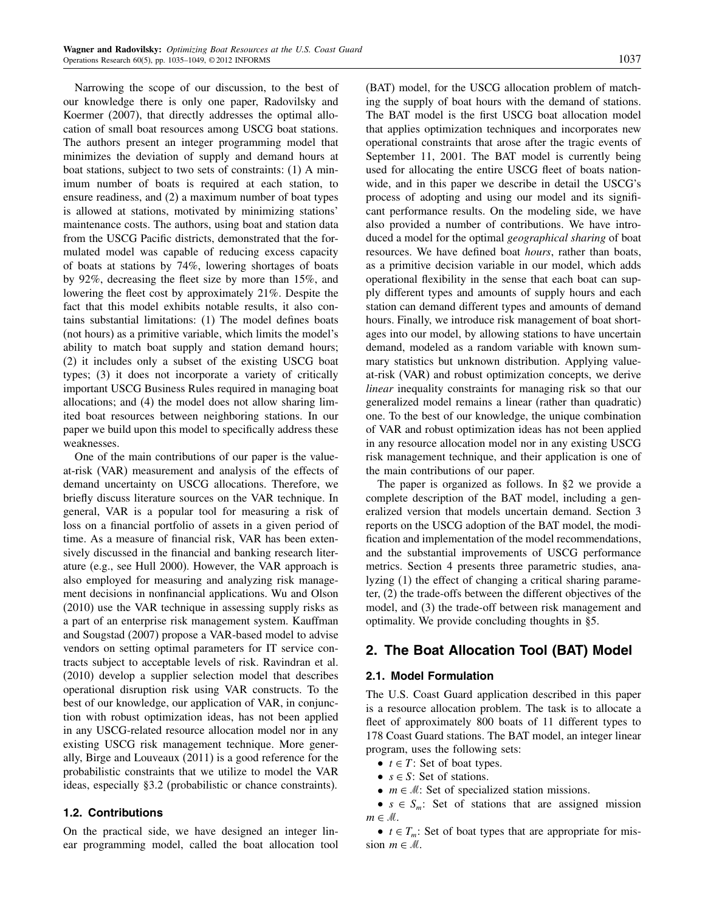Narrowing the scope of our discussion, to the best of our knowledge there is only one paper, Radovilsky and Koermer (2007), that directly addresses the optimal allocation of small boat resources among USCG boat stations. The authors present an integer programming model that minimizes the deviation of supply and demand hours at boat stations, subject to two sets of constraints: (1) A minimum number of boats is required at each station, to ensure readiness, and (2) a maximum number of boat types is allowed at stations, motivated by minimizing stations' maintenance costs. The authors, using boat and station data from the USCG Pacific districts, demonstrated that the formulated model was capable of reducing excess capacity of boats at stations by 74%, lowering shortages of boats by 92%, decreasing the fleet size by more than 15%, and lowering the fleet cost by approximately 21%. Despite the fact that this model exhibits notable results, it also contains substantial limitations: (1) The model defines boats (not hours) as a primitive variable, which limits the model's ability to match boat supply and station demand hours; (2) it includes only a subset of the existing USCG boat types; (3) it does not incorporate a variety of critically important USCG Business Rules required in managing boat allocations; and (4) the model does not allow sharing limited boat resources between neighboring stations. In our paper we build upon this model to specifically address these weaknesses.

One of the main contributions of our paper is the value-at-risk (VAR) measurement and analysis of the effects of demand uncertainty on USCG allocations. Therefore, we briefly discuss literature sources on the VAR technique. In general, VAR is a popular tool for measuring a risk of loss on a financial portfolio of assets in a given period of time. As a measure of financial risk, VAR has been extensively discussed in the financial and banking research literature (e.g., see Hull 2000). However, the VAR approach is also employed for measuring and analyzing risk management decisions in nonfinancial applications. Wu and Olson (2010) use the VAR technique in assessing supply risks as a part of an enterprise risk management system. Kauffman and Sougstad (2007) propose a VAR-based model to advise vendors on setting optimal parameters for IT service contracts subject to acceptable levels of risk. Ravindran et al. (2010) develop a supplier selection model that describes operational disruption risk using VAR constructs. To the best of our knowledge, our application of VAR, in conjunction with robust optimization ideas, has not been applied in any USCG-related resource allocation model nor in any existing USCG risk management technique. More generally, Birge and Louveaux (2011) is a good reference for the probabilistic constraints that we utilize to model the VAR ideas, especially §3.2 (probabilistic or chance constraints).

### 1.2. Contributions

On the practical side, we have designed an integer linear programming model, called the boat allocation tool (BAT) model, for the USCG allocation problem of matching the supply of boat hours with the demand of stations. The BAT model is the first USCG boat allocation model that applies optimization techniques and incorporates new operational constraints that arose after the tragic events of September 11, 2001. The BAT model is currently being used for allocating the entire USCG fleet of boats nationwide, and in this paper we describe in detail the USCG's process of adopting and using our model and its significant performance results. On the modeling side, we have also provided a number of contributions. We have introduced a model for the optimal *geographical sharing* of boat resources. We have defined boat *hours*, rather than boats, as a primitive decision variable in our model, which adds operational flexibility in the sense that each boat can supply different types and amounts of supply hours and each station can demand different types and amounts of demand hours. Finally, we introduce risk management of boat shortages into our model, by allowing stations to have uncertain demand, modeled as a random variable with known summary statistics but unknown distribution. Applying value-at-risk (VAR) and robust optimization concepts, we derive *linear* inequality constraints for managing risk so that our generalized model remains a linear (rather than quadratic) one. To the best of our knowledge, the unique combination of VAR and robust optimization ideas has not been applied in any resource allocation model nor in any existing USCG risk management technique, and their application is one of the main contributions of our paper.

The paper is organized as follows. In §2 we provide a complete description of the BAT model, including a generalized version that models uncertain demand. Section 3 reports on the USCG adoption of the BAT model, the modification and implementation of the model recommendations, and the substantial improvements of USCG performance metrics. Section 4 presents three parametric studies, analyzing (1) the effect of changing a critical sharing parameter, (2) the trade-offs between the different objectives of the model, and (3) the trade-off between risk management and optimality. We provide concluding thoughts in §5.

## 2. The Boat Allocation Tool (BAT) Model

### 2.1. Model Formulation

The U.S. Coast Guard application described in this paper is a resource allocation problem. The task is to allocate a fleet of approximately 800 boats of 11 different types to 178 Coast Guard stations. The BAT model, an integer linear program, uses the following sets:

- $t \in T$: Set of boat types.
- $s \in S$: Set of stations.
- $m \in \mathcal{M}$: Set of specialized station missions.
- $s \in S_m$: Set of stations that are assigned mission $m \in \mathcal{M}$.
- $t \in T_m$: Set of boat types that are appropriate for mission $m \in \mathcal{M}$.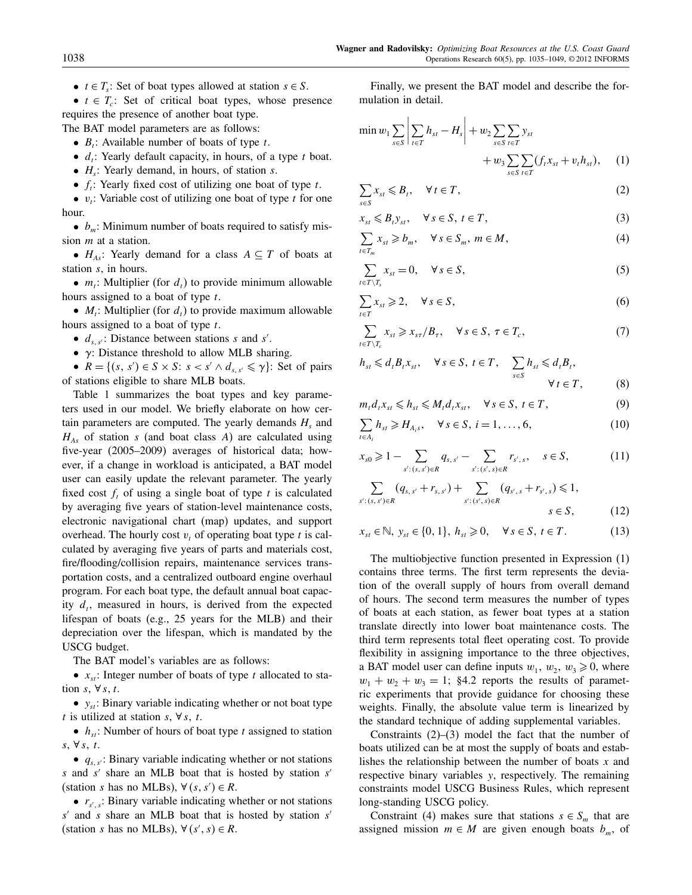- $t \in T_s$: Set of boat types allowed at station $s \in S$.
- $t \in T_c$: Set of critical boat types, whose presence requires the presence of another boat type.

The BAT model parameters are as follows:

- $B_t$: Available number of boats of type $t$.
- $d_t$: Yearly default capacity, in hours, of a type $t$ boat.
- $H_s$: Yearly demand, in hours, of station $s$.
- $f_t$: Yearly fixed cost of utilizing one boat of type $t$.
- $v_t$: Variable cost of utilizing one boat of type $t$ for one hour.
- $b_m$: Minimum number of boats required to satisfy mission $m$ at a station.
- $H_{As}$: Yearly demand for a class $A \subseteq T$ of boats at station $s$, in hours.
- $m_t$: Multiplier (for $d_t$) to provide minimum allowable hours assigned to a boat of type $t$.
- $M_t$: Multiplier (for $d_t$) to provide maximum allowable hours assigned to a boat of type $t$.
- $d_{s,s'}$: Distance between stations $s$ and $s'$.
- $\gamma$: Distance threshold to allow MLB sharing.
- $R = \{(s, s') \in S \times S: s < s' \wedge d_{s,s'} \leqslant \gamma\}$: Set of pairs of stations eligible to share MLB boats.

Table 1 summarizes the boat types and key parameters used in our model. We briefly elaborate on how certain parameters are computed. The yearly demands $H_s$ and $H_{As}$ of station $s$ (and boat class $A$) are calculated using five-year (2005–2009) averages of historical data; however, if a change in workload is anticipated, a BAT model user can easily update the relevant parameter. The yearly fixed cost $f_t$ of using a single boat of type $t$ is calculated by averaging five years of station-level maintenance costs, electronic navigational chart (map) updates, and support overhead. The hourly cost $v_t$ of operating boat type $t$ is calculated by averaging five years of parts and materials cost, fire/flooding/collision repairs, maintenance services transportation costs, and a centralized outboard engine overhaul program. For each boat type, the default annual boat capacity $d_t$, measured in hours, is derived from the expected lifespan of boats (e.g., 25 years for the MLB) and their depreciation over the lifespan, which is mandated by the USCG budget.

The BAT model's variables are as follows:

- $x_{st}$: Integer number of boats of type $t$ allocated to station $s$, $\forall s, t$.
- $y_{st}$: Binary variable indicating whether or not boat type $t$ is utilized at station $s$, $\forall s, t$.
- $h_{st}$: Number of hours of boat type $t$ assigned to station $s$, $\forall s, t$.
- $q_{s,s'}$: Binary variable indicating whether or not stations $s$ and $s'$ share an MLB boat that is hosted by station $s'$ (station $s$ has no MLBs), $\forall (s, s') \in R$.
- $r_{s',s}$: Binary variable indicating whether or not stations $s'$ and $s$ share an MLB boat that is hosted by station $s'$ (station $s$ has no MLBs), $\forall (s', s) \in R$.

Finally, we present the BAT model and describe the formulation in detail.

$$\min w_1 \sum_{s \in S} \left| \sum_{t \in T} h_{st} - H_s \right| + w_2 \sum_{s \in S} \sum_{t \in T} y_{st} + w_3 \sum_{s \in S} \sum_{t \in T} (f_t x_{st} + v_t h_{st}), \quad (1)$$

$$\sum_{s \in S} x_{st} \leqslant B_t, \quad \forall t \in T, \quad (2)$$

$$x_{st} \leqslant B_t y_{st}, \quad \forall s \in S,\ t \in T, \quad (3)$$

$$\sum_{t \in T_m} x_{st} \geqslant b_m, \quad \forall s \in S_m,\ m \in M, \quad (4)$$

$$\sum_{t \in T \setminus T_s} x_{st} = 0, \quad \forall s \in S, \quad (5)$$

$$\sum_{t \in T} x_{st} \geqslant 2, \quad \forall s \in S, \quad (6)$$

$$\sum_{t \in T \setminus T_c} x_{st} \geqslant x_{s\tau}/B_\tau, \quad \forall s \in S,\ \tau \in T_c, \quad (7)$$

$$h_{st} \leqslant d_t B_t x_{st}, \quad \forall s \in S,\ t \in T, \quad \sum_{s \in S} h_{st} \leqslant d_t B_t, \quad \forall t \in T, \quad (8)$$

$$m_t d_t x_{st} \leqslant h_{st} \leqslant M_t d_t x_{st}, \quad \forall s \in S,\ t \in T, \quad (9)$$

$$\sum_{t \in A_i} h_{st} \geqslant H_{A_i s}, \quad \forall s \in S,\ i = 1, \ldots, 6, \quad (10)$$

$$x_{s0} \geqslant 1 - \sum_{s':(s,s') \in R} q_{s,s'} - \sum_{s':(s',s) \in R} r_{s',s}, \quad s \in S, \quad (11)$$

$$\sum_{s':(s,s') \in R} (q_{s,s'} + r_{s,s'}) + \sum_{s':(s',s) \in R} (q_{s',s} + r_{s',s}) \leqslant 1, \quad s \in S, \quad (12)$$

$$x_{st} \in \mathbb{N},\ y_{st} \in \{0, 1\},\ h_{st} \geqslant 0, \quad \forall s \in S,\ t \in T. \quad (13)$$

The multiobjective function presented in Expression (1) contains three terms. The first term represents the deviation of the overall supply of hours from overall demand of hours. The second term measures the number of types of boats at each station, as fewer boat types at a station translate directly into lower boat maintenance costs. The third term represents total fleet operating cost. To provide flexibility in assigning importance to the three objectives, a BAT model user can define inputs $w_1, w_2, w_3 \geqslant 0$, where $w_1 + w_2 + w_3 = 1$; §4.2 reports the results of parametric experiments that provide guidance for choosing these weights. Finally, the absolute value term is linearized by the standard technique of adding supplemental variables.

Constraints (2)–(3) model the fact that the number of boats utilized can be at most the supply of boats and establishes the relationship between the number of boats $x$ and respective binary variables $y$, respectively. The remaining constraints model USCG Business Rules, which represent long-standing USCG policy.

Constraint (4) makes sure that stations $s \in S_m$ that are assigned mission $m \in M$ are given enough boats $b_m$, of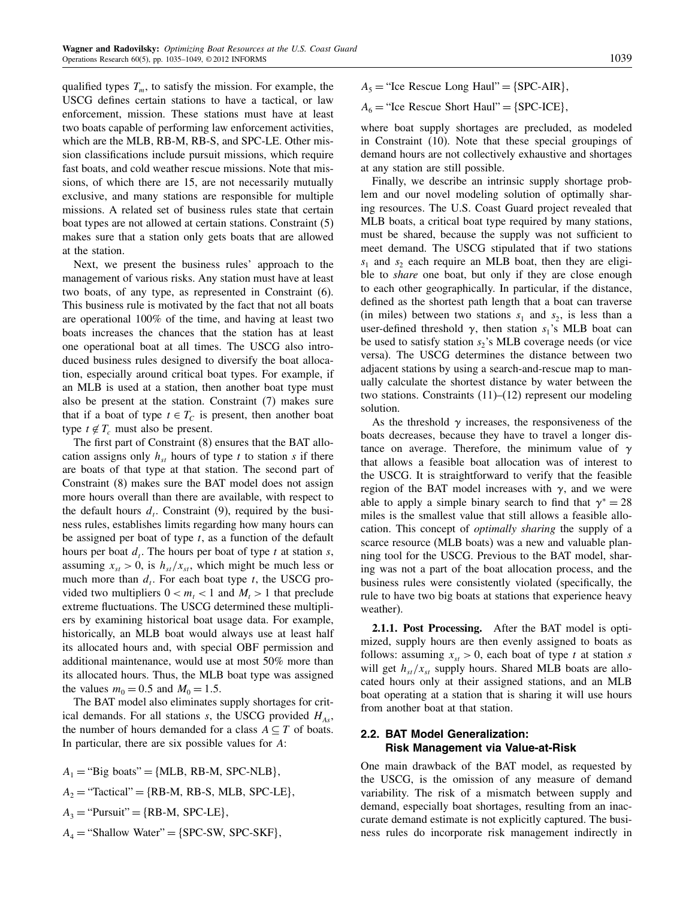qualified types $T_m$, to satisfy the mission. For example, the USCG defines certain stations to have a tactical, or law enforcement, mission. These stations must have at least two boats capable of performing law enforcement activities, which are the MLB, RB-M, RB-S, and SPC-LE. Other mission classifications include pursuit missions, which require fast boats, and cold weather rescue missions. Note that missions, of which there are 15, are not necessarily mutually exclusive, and many stations are responsible for multiple missions. A related set of business rules state that certain boat types are not allowed at certain stations. Constraint (5) makes sure that a station only gets boats that are allowed at the station.

Next, we present the business rules' approach to the management of various risks. Any station must have at least two boats, of any type, as represented in Constraint (6). This business rule is motivated by the fact that not all boats are operational 100% of the time, and having at least two boats increases the chances that the station has at least one operational boat at all times. The USCG also introduced business rules designed to diversify the boat allocation, especially around critical boat types. For example, if an MLB is used at a station, then another boat type must also be present at the station. Constraint (7) makes sure that if a boat of type $t \in T_C$ is present, then another boat type $t \notin T_c$ must also be present.

The first part of Constraint (8) ensures that the BAT allocation assigns only $h_{st}$ hours of type $t$ to station $s$ if there are boats of that type at that station. The second part of Constraint (8) makes sure the BAT model does not assign more hours overall than there are available, with respect to the default hours $d_t$. Constraint (9), required by the business rules, establishes limits regarding how many hours can be assigned per boat of type $t$, as a function of the default hours per boat $d_t$. The hours per boat of type $t$ at station $s$, assuming $x_{st} > 0$, is $h_{st}/x_{st}$, which might be much less or much more than $d_t$. For each boat type $t$, the USCG provided two multipliers $0 < m_t < 1$ and $M_t > 1$ that preclude extreme fluctuations. The USCG determined these multipliers by examining historical boat usage data. For example, historically, an MLB boat would always use at least half its allocated hours and, with special OBF permission and additional maintenance, would use at most 50% more than its allocated hours. Thus, the MLB boat type was assigned the values $m_0 = 0.5$ and $M_0 = 1.5$.

The BAT model also eliminates supply shortages for critical demands. For all stations $s$, the USCG provided $H_{As}$, the number of hours demanded for a class $A \subseteq T$ of boats. In particular, there are six possible values for $A$:

$A_1 =$ "Big boats" $= \{\text{MLB, RB-M, SPC-NLB}\}$,

$A_2 =$ "Tactical" $= \{\text{RB-M, RB-S, MLB, SPC-LE}\}$,

$A_3 =$ "Pursuit" $= \{\text{RB-M, SPC-LE}\}$,

$A_4 =$ "Shallow Water" $= \{\text{SPC-SW, SPC-SKF}\}$,

$A_5 =$ "Ice Rescue Long Haul" $= \{\text{SPC-AIR}\}$,

$A_6 =$ "Ice Rescue Short Haul" $= \{\text{SPC-ICE}\}$,

where boat supply shortages are precluded, as modeled in Constraint (10). Note that these special groupings of demand hours are not collectively exhaustive and shortages at any station are still possible.

Finally, we describe an intrinsic supply shortage problem and our novel modeling solution of optimally sharing resources. The U.S. Coast Guard project revealed that MLB boats, a critical boat type required by many stations, must be shared, because the supply was not sufficient to meet demand. The USCG stipulated that if two stations $s_1$ and $s_2$ each require an MLB boat, then they are eligible to *share* one boat, but only if they are close enough to each other geographically. In particular, if the distance, defined as the shortest path length that a boat can traverse (in miles) between two stations $s_1$ and $s_2$, is less than a user-defined threshold $\gamma$, then station $s_1$'s MLB boat can be used to satisfy station $s_2$'s MLB coverage needs (or vice versa). The USCG determines the distance between two adjacent stations by using a search-and-rescue map to manually calculate the shortest distance by water between the two stations. Constraints (11)–(12) represent our modeling solution.

As the threshold $\gamma$ increases, the responsiveness of the boats decreases, because they have to travel a longer distance on average. Therefore, the minimum value of $\gamma$ that allows a feasible boat allocation was of interest to the USCG. It is straightforward to verify that the feasible region of the BAT model increases with $\gamma$, and we were able to apply a simple binary search to find that $\gamma^* = 28$ miles is the smallest value that still allows a feasible allocation. This concept of *optimally sharing* the supply of a scarce resource (MLB boats) was a new and valuable planning tool for the USCG. Previous to the BAT model, sharing was not a part of the boat allocation process, and the business rules were consistently violated (specifically, the rule to have two big boats at stations that experience heavy weather).

**2.1.1. Post Processing.** After the BAT model is optimized, supply hours are then evenly assigned to boats as follows: assuming $x_{st} > 0$, each boat of type $t$ at station $s$ will get $h_{st}/x_{st}$ supply hours. Shared MLB boats are allocated hours only at their assigned stations, and an MLB boat operating at a station that is sharing it will use hours from another boat at that station.

### 2.2. BAT Model Generalization: Risk Management via Value-at-Risk

One main drawback of the BAT model, as requested by the USCG, is the omission of any measure of demand variability. The risk of a mismatch between supply and demand, especially boat shortages, resulting from an inaccurate demand estimate is not explicitly captured. The business rules do incorporate risk management indirectly in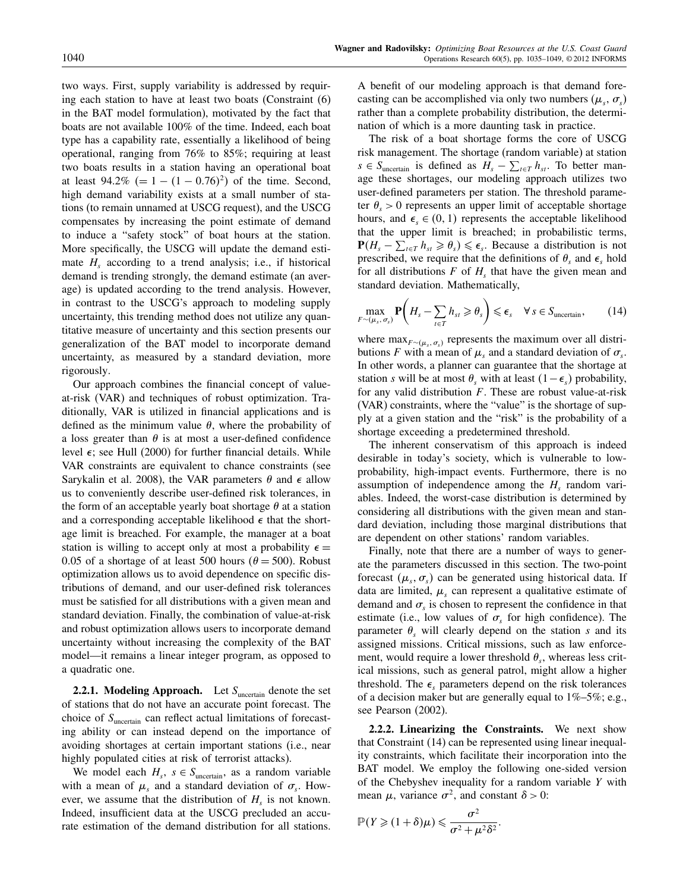two ways. First, supply variability is addressed by requiring each station to have at least two boats (Constraint (6) in the BAT model formulation), motivated by the fact that boats are not available 100% of the time. Indeed, each boat type has a capability rate, essentially a likelihood of being operational, ranging from 76% to 85%; requiring at least two boats results in a station having an operational boat at least 94.2% ($= 1 - (1 - 0.76)^2$) of the time. Second, high demand variability exists at a small number of stations (to remain unnamed at USCG request), and the USCG compensates by increasing the point estimate of demand to induce a "safety stock" of boat hours at the station. More specifically, the USCG will update the demand estimate $H_s$ according to a trend analysis; i.e., if historical demand is trending strongly, the demand estimate (an average) is updated according to the trend analysis. However, in contrast to the USCG's approach to modeling supply uncertainty, this trending method does not utilize any quantitative measure of uncertainty and this section presents our generalization of the BAT model to incorporate demand uncertainty, as measured by a standard deviation, more rigorously.

Our approach combines the financial concept of value-at-risk (VAR) and techniques of robust optimization. Traditionally, VAR is utilized in financial applications and is defined as the minimum value $\theta$, where the probability of a loss greater than $\theta$ is at most a user-defined confidence level $\epsilon$; see Hull (2000) for further financial details. While VAR constraints are equivalent to chance constraints (see Sarykalin et al. 2008), the VAR parameters $\theta$ and $\epsilon$ allow us to conveniently describe user-defined risk tolerances, in the form of an acceptable yearly boat shortage $\theta$ at a station and a corresponding acceptable likelihood $\epsilon$ that the shortage limit is breached. For example, the manager at a boat station is willing to accept only at most a probability $\epsilon = 0.05$ of a shortage of at least 500 hours ($\theta = 500$). Robust optimization allows us to avoid dependence on specific distributions of demand, and our user-defined risk tolerances must be satisfied for all distributions with a given mean and standard deviation. Finally, the combination of value-at-risk and robust optimization allows users to incorporate demand uncertainty without increasing the complexity of the BAT model—it remains a linear integer program, as opposed to a quadratic one.

**2.2.1. Modeling Approach.** Let $S_{\text{uncertain}}$ denote the set of stations that do not have an accurate point forecast. The choice of $S_{\text{uncertain}}$ can reflect actual limitations of forecasting ability or can instead depend on the importance of avoiding shortages at certain important stations (i.e., near highly populated cities at risk of terrorist attacks).

We model each $H_s$, $s \in S_{\text{uncertain}}$, as a random variable with a mean of $\mu_s$ and a standard deviation of $\sigma_s$. However, we assume that the distribution of $H_s$ is not known. Indeed, insufficient data at the USCG precluded an accurate estimation of the demand distribution for all stations. A benefit of our modeling approach is that demand forecasting can be accomplished via only two numbers ($\mu_s$, $\sigma_s$) rather than a complete probability distribution, the determination of which is a more daunting task in practice.

The risk of a boat shortage forms the core of USCG risk management. The shortage (random variable) at station $s \in S_{\text{uncertain}}$ is defined as $H_s - \sum_{t \in T} h_{st}$. To better manage these shortages, our modeling approach utilizes two user-defined parameters per station. The threshold parameter $\theta_s > 0$ represents an upper limit of acceptable shortage hours, and $\epsilon_s \in (0, 1)$ represents the acceptable likelihood that the upper limit is breached; in probabilistic terms, $\mathbf{P}(H_s - \sum_{t \in T} h_{st} \geqslant \theta_s) \leqslant \epsilon_s$. Because a distribution is not prescribed, we require that the definitions of $\theta_s$ and $\epsilon_s$ hold for all distributions $F$ of $H_s$ that have the given mean and standard deviation. Mathematically,

$$\max_{F \sim (\mu_s, \sigma_s)} \mathbf{P}\left(H_s - \sum_{t \in T} h_{st} \geqslant \theta_s\right) \leqslant \epsilon_s \quad \forall\, s \in S_{\text{uncertain}}, \tag{14}$$

where $\max_{F \sim (\mu_s, \sigma_s)}$ represents the maximum over all distributions $F$ with a mean of $\mu_s$ and a standard deviation of $\sigma_s$. In other words, a planner can guarantee that the shortage at station $s$ will be at most $\theta_s$ with at least $(1 - \epsilon_s)$ probability, for any valid distribution $F$. These are robust value-at-risk (VAR) constraints, where the "value" is the shortage of supply at a given station and the "risk" is the probability of a shortage exceeding a predetermined threshold.

The inherent conservatism of this approach is indeed desirable in today's society, which is vulnerable to low-probability, high-impact events. Furthermore, there is no assumption of independence among the $H_s$ random variables. Indeed, the worst-case distribution is determined by considering all distributions with the given mean and standard deviation, including those marginal distributions that are dependent on other stations' random variables.

Finally, note that there are a number of ways to generate the parameters discussed in this section. The two-point forecast ($\mu_s$, $\sigma_s$) can be generated using historical data. If data are limited, $\mu_s$ can represent a qualitative estimate of demand and $\sigma_s$ is chosen to represent the confidence in that estimate (i.e., low values of $\sigma_s$ for high confidence). The parameter $\theta_s$ will clearly depend on the station $s$ and its assigned missions. Critical missions, such as law enforcement, would require a lower threshold $\theta_s$, whereas less critical missions, such as general patrol, might allow a higher threshold. The $\epsilon_s$ parameters depend on the risk tolerances of a decision maker but are generally equal to 1%–5%; e.g., see Pearson (2002).

**2.2.2. Linearizing the Constraints.** We next show that Constraint (14) can be represented using linear inequality constraints, which facilitate their incorporation into the BAT model. We employ the following one-sided version of the Chebyshev inequality for a random variable $Y$ with mean $\mu$, variance $\sigma^2$, and constant $\delta > 0$:

$$\mathbb{P}(Y \geqslant (1 + \delta)\mu) \leqslant \frac{\sigma^2}{\sigma^2 + \mu^2 \delta^2}.$$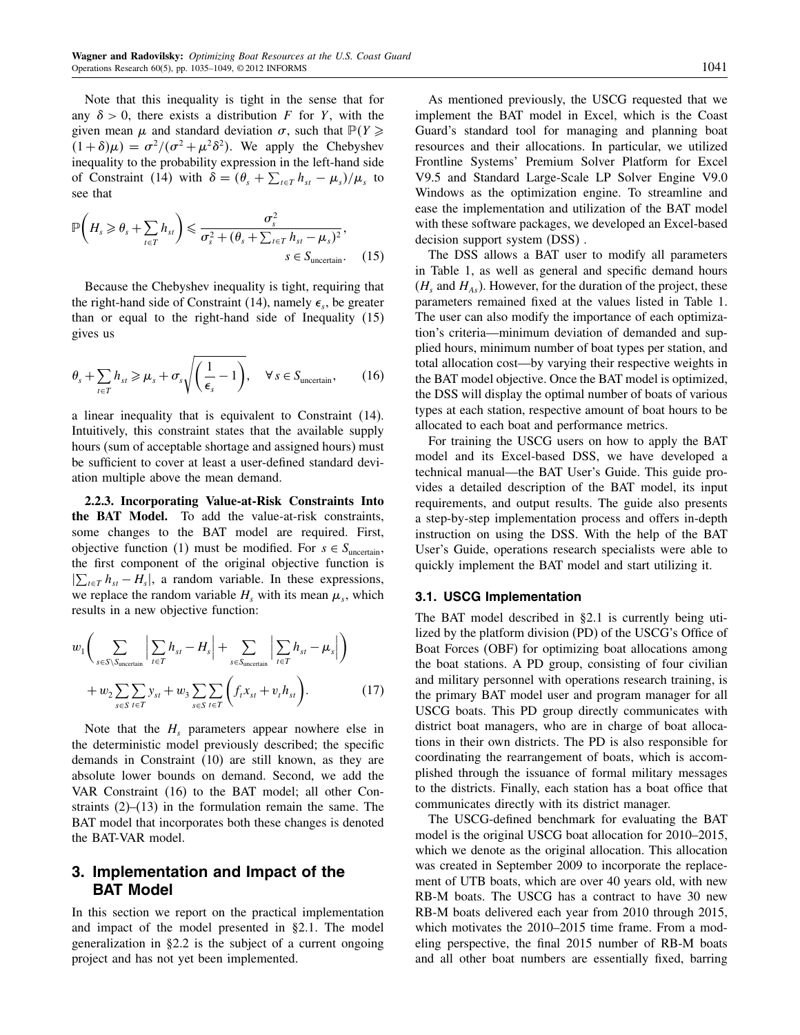Note that this inequality is tight in the sense that for any $\delta > 0$, there exists a distribution $F$ for $Y$, with the given mean $\mu$ and standard deviation $\sigma$, such that $\mathbb{P}(Y \geqslant (1+\delta)\mu) = \sigma^2/(\sigma^2 + \mu^2\delta^2)$. We apply the Chebyshev inequality to the probability expression in the left-hand side of Constraint (14) with $\delta = (\theta_s + \sum_{t \in T} h_{st} - \mu_s)/\mu_s$ to see that

$$\mathbb{P}\left(H_s \geqslant \theta_s + \sum_{t \in T} h_{st}\right) \leqslant \frac{\sigma_s^2}{\sigma_s^2 + (\theta_s + \sum_{t \in T} h_{st} - \mu_s)^2}, \quad s \in S_{\text{uncertain}}. \tag{15}$$

Because the Chebyshev inequality is tight, requiring that the right-hand side of Constraint (14), namely $\epsilon_s$, be greater than or equal to the right-hand side of Inequality (15) gives us

$$\theta_s + \sum_{t \in T} h_{st} \geqslant \mu_s + \sigma_s \sqrt{\left(\frac{1}{\epsilon_s} - 1\right)}, \quad \forall s \in S_{\text{uncertain}}, \tag{16}$$

a linear inequality that is equivalent to Constraint (14). Intuitively, this constraint states that the available supply hours (sum of acceptable shortage and assigned hours) must be sufficient to cover at least a user-defined standard deviation multiple above the mean demand.

**2.2.3. Incorporating Value-at-Risk Constraints Into the BAT Model.** To add the value-at-risk constraints, some changes to the BAT model are required. First, objective function (1) must be modified. For $s \in S_{\text{uncertain}}$, the first component of the original objective function is $|\sum_{t \in T} h_{st} - H_s|$, a random variable. In these expressions, we replace the random variable $H_s$ with its mean $\mu_s$, which results in a new objective function:

$$w_1\left(\sum_{s \in S \setminus S_{\text{uncertain}}} \left|\sum_{t \in T} h_{st} - H_s\right| + \sum_{s \in S_{\text{uncertain}}} \left|\sum_{t \in T} h_{st} - \mu_s\right|\right) + w_2 \sum_{s \in S} \sum_{t \in T} y_{st} + w_3 \sum_{s \in S} \sum_{t \in T} \left(f_t x_{st} + v_t h_{st}\right). \tag{17}$$

Note that the $H_s$ parameters appear nowhere else in the deterministic model previously described; the specific demands in Constraint (10) are still known, as they are absolute lower bounds on demand. Second, we add the VAR Constraint (16) to the BAT model; all other Constraints (2)–(13) in the formulation remain the same. The BAT model that incorporates both these changes is denoted the BAT-VAR model.

## 3. Implementation and Impact of the BAT Model

In this section we report on the practical implementation and impact of the model presented in §2.1. The model generalization in §2.2 is the subject of a current ongoing project and has not yet been implemented.

As mentioned previously, the USCG requested that we implement the BAT model in Excel, which is the Coast Guard's standard tool for managing and planning boat resources and their allocations. In particular, we utilized Frontline Systems' Premium Solver Platform for Excel V9.5 and Standard Large-Scale LP Solver Engine V9.0 Windows as the optimization engine. To streamline and ease the implementation and utilization of the BAT model with these software packages, we developed an Excel-based decision support system (DSS) .

The DSS allows a BAT user to modify all parameters in Table 1, as well as general and specific demand hours ($H_s$ and $H_{As}$). However, for the duration of the project, these parameters remained fixed at the values listed in Table 1. The user can also modify the importance of each optimization's criteria—minimum deviation of demanded and supplied hours, minimum number of boat types per station, and total allocation cost—by varying their respective weights in the BAT model objective. Once the BAT model is optimized, the DSS will display the optimal number of boats of various types at each station, respective amount of boat hours to be allocated to each boat and performance metrics.

For training the USCG users on how to apply the BAT model and its Excel-based DSS, we have developed a technical manual—the BAT User's Guide. This guide provides a detailed description of the BAT model, its input requirements, and output results. The guide also presents a step-by-step implementation process and offers in-depth instruction on using the DSS. With the help of the BAT User's Guide, operations research specialists were able to quickly implement the BAT model and start utilizing it.

### 3.1. USCG Implementation

The BAT model described in §2.1 is currently being utilized by the platform division (PD) of the USCG's Office of Boat Forces (OBF) for optimizing boat allocations among the boat stations. A PD group, consisting of four civilian and military personnel with operations research training, is the primary BAT model user and program manager for all USCG boats. This PD group directly communicates with district boat managers, who are in charge of boat allocations in their own districts. The PD is also responsible for coordinating the rearrangement of boats, which is accomplished through the issuance of formal military messages to the districts. Finally, each station has a boat office that communicates directly with its district manager.

The USCG-defined benchmark for evaluating the BAT model is the original USCG boat allocation for 2010–2015, which we denote as the original allocation. This allocation was created in September 2009 to incorporate the replacement of UTB boats, which are over 40 years old, with new RB-M boats. The USCG has a contract to have 30 new RB-M boats delivered each year from 2010 through 2015, which motivates the 2010–2015 time frame. From a modeling perspective, the final 2015 number of RB-M boats and all other boat numbers are essentially fixed, barring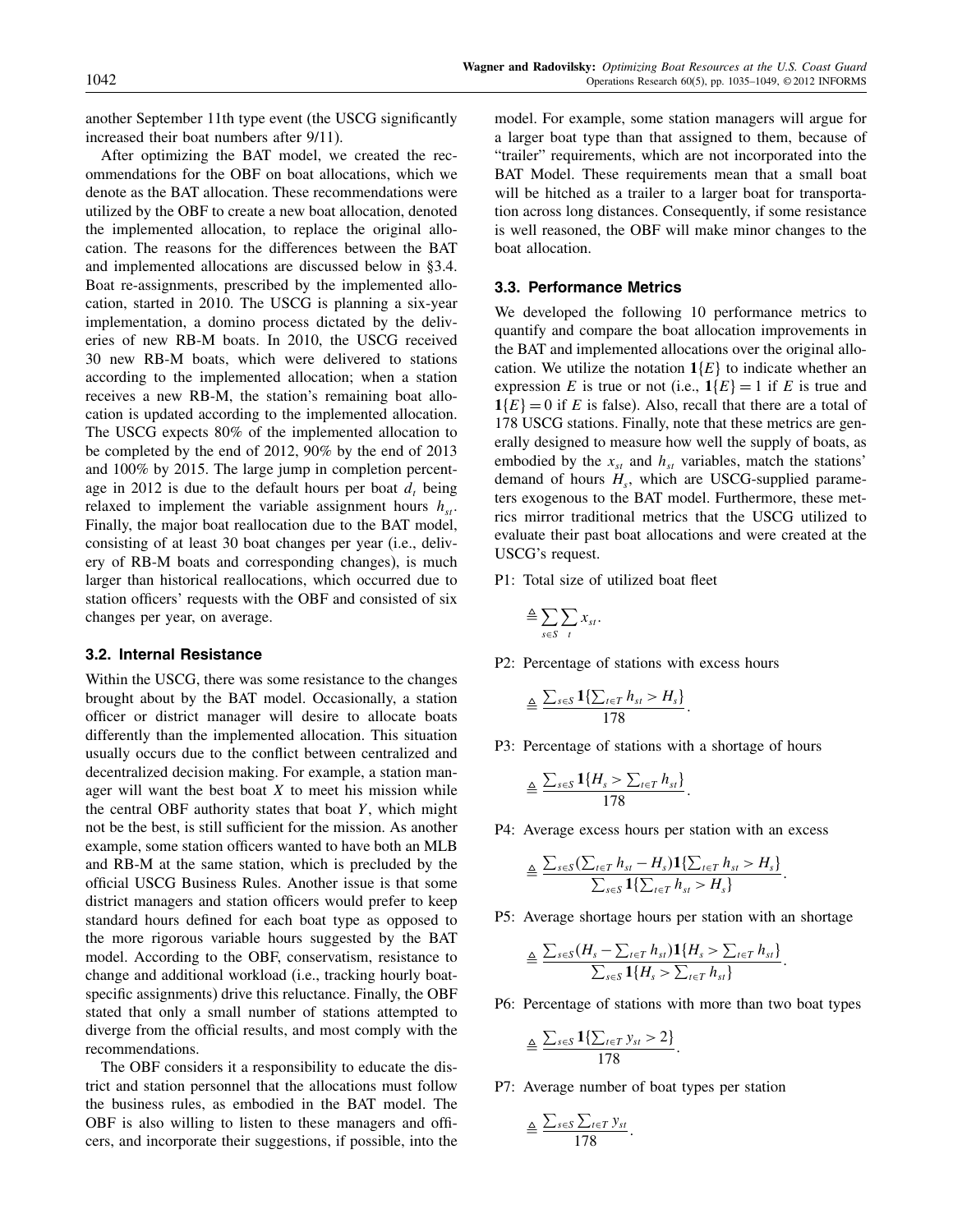another September 11th type event (the USCG significantly increased their boat numbers after 9/11).

After optimizing the BAT model, we created the recommendations for the OBF on boat allocations, which we denote as the BAT allocation. These recommendations were utilized by the OBF to create a new boat allocation, denoted the implemented allocation, to replace the original allocation. The reasons for the differences between the BAT and implemented allocations are discussed below in §3.4. Boat re-assignments, prescribed by the implemented allocation, started in 2010. The USCG is planning a six-year implementation, a domino process dictated by the deliveries of new RB-M boats. In 2010, the USCG received 30 new RB-M boats, which were delivered to stations according to the implemented allocation; when a station receives a new RB-M, the station's remaining boat allocation is updated according to the implemented allocation. The USCG expects 80% of the implemented allocation to be completed by the end of 2012, 90% by the end of 2013 and 100% by 2015. The large jump in completion percentage in 2012 is due to the default hours per boat $d_t$ being relaxed to implement the variable assignment hours $h_{st}$. Finally, the major boat reallocation due to the BAT model, consisting of at least 30 boat changes per year (i.e., delivery of RB-M boats and corresponding changes), is much larger than historical reallocations, which occurred due to station officers' requests with the OBF and consisted of six changes per year, on average.

### 3.2. Internal Resistance

Within the USCG, there was some resistance to the changes brought about by the BAT model. Occasionally, a station officer or district manager will desire to allocate boats differently than the implemented allocation. This situation usually occurs due to the conflict between centralized and decentralized decision making. For example, a station manager will want the best boat $X$ to meet his mission while the central OBF authority states that boat $Y$, which might not be the best, is still sufficient for the mission. As another example, some station officers wanted to have both an MLB and RB-M at the same station, which is precluded by the official USCG Business Rules. Another issue is that some district managers and station officers would prefer to keep standard hours defined for each boat type as opposed to the more rigorous variable hours suggested by the BAT model. According to the OBF, conservatism, resistance to change and additional workload (i.e., tracking hourly boat-specific assignments) drive this reluctance. Finally, the OBF stated that only a small number of stations attempted to diverge from the official results, and most comply with the recommendations.

The OBF considers it a responsibility to educate the district and station personnel that the allocations must follow the business rules, as embodied in the BAT model. The OBF is also willing to listen to these managers and officers, and incorporate their suggestions, if possible, into the model. For example, some station managers will argue for a larger boat type than that assigned to them, because of "trailer" requirements, which are not incorporated into the BAT Model. These requirements mean that a small boat will be hitched as a trailer to a larger boat for transportation across long distances. Consequently, if some resistance is well reasoned, the OBF will make minor changes to the boat allocation.

### 3.3. Performance Metrics

We developed the following 10 performance metrics to quantify and compare the boat allocation improvements in the BAT and implemented allocations over the original allocation. We utilize the notation $\mathbf{1}\{E\}$ to indicate whether an expression $E$ is true or not (i.e., $\mathbf{1}\{E\} = 1$ if $E$ is true and $\mathbf{1}\{E\} = 0$ if $E$ is false). Also, recall that there are a total of 178 USCG stations. Finally, note that these metrics are generally designed to measure how well the supply of boats, as embodied by the $x_{st}$ and $h_{st}$ variables, match the stations' demand of hours $H_s$, which are USCG-supplied parameters exogenous to the BAT model. Furthermore, these metrics mirror traditional metrics that the USCG utilized to evaluate their past boat allocations and were created at the USCG's request.

P1: Total size of utilized boat fleet

$$\triangleq \sum_{s \in S} \sum_{t} x_{st}.$$

P2: Percentage of stations with excess hours

$$\triangleq \frac{\sum_{s \in S} \mathbf{1}\{\sum_{t \in T} h_{st} > H_s\}}{178}.$$

P3: Percentage of stations with a shortage of hours

$$\triangleq \frac{\sum_{s \in S} \mathbf{1}\{H_s > \sum_{t \in T} h_{st}\}}{178}.$$

P4: Average excess hours per station with an excess

$$\triangleq \frac{\sum_{s \in S} (\sum_{t \in T} h_{st} - H_s) \mathbf{1}\{\sum_{t \in T} h_{st} > H_s\}}{\sum_{s \in S} \mathbf{1}\{\sum_{t \in T} h_{st} > H_s\}}.$$

P5: Average shortage hours per station with an shortage

$$\triangleq \frac{\sum_{s \in S} (H_s - \sum_{t \in T} h_{st}) \mathbf{1}\{H_s > \sum_{t \in T} h_{st}\}}{\sum_{s \in S} \mathbf{1}\{H_s > \sum_{t \in T} h_{st}\}}.$$

P6: Percentage of stations with more than two boat types

$$\triangleq \frac{\sum_{s \in S} \mathbf{1}\{\sum_{t \in T} y_{st} > 2\}}{178}.$$

P7: Average number of boat types per station

$$\triangleq \frac{\sum_{s \in S} \sum_{t \in T} y_{st}}{178}.$$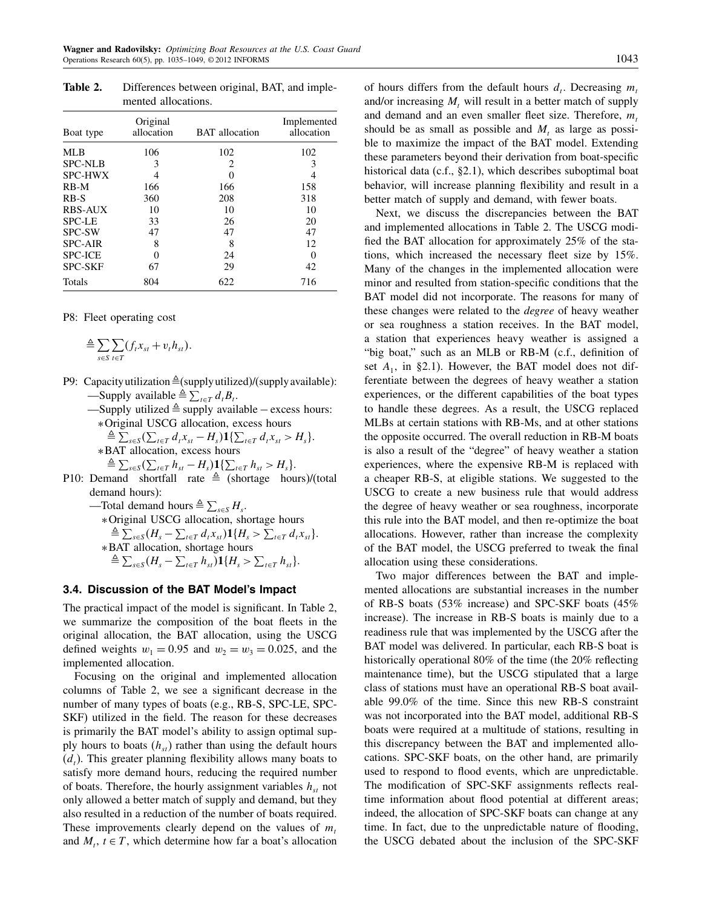**Table 2.** Differences between original, BAT, and implemented allocations.

| Boat type | Original allocation | BAT allocation | Implemented allocation |
|---|---|---|---|
| MLB | 106 | 102 | 102 |
| SPC-NLB | 3 | 2 | 3 |
| SPC-HWX | 4 | 0 | 4 |
| RB-M | 166 | 166 | 158 |
| RB-S | 360 | 208 | 318 |
| RBS-AUX | 10 | 10 | 10 |
| SPC-LE | 33 | 26 | 20 |
| SPC-SW | 47 | 47 | 47 |
| SPC-AIR | 8 | 8 | 12 |
| SPC-ICE | 0 | 24 | 0 |
| SPC-SKF | 67 | 29 | 42 |
| Totals | 804 | 622 | 716 |

P8: Fleet operating cost

$$\triangleq \sum_{s\in S}\sum_{t\in T}(f_t x_{st} + v_t h_{st}).$$

P9: Capacity utilization $\triangleq$(supply utilized)/(supply available):
—Supply available $\triangleq \sum_{t\in T} d_t B_t$.
—Supply utilized $\triangleq$ supply available − excess hours:
*Original USCG allocation, excess hours
$\triangleq \sum_{s\in S}(\sum_{t\in T} d_t x_{st} - H_s)\mathbf{1}\{\sum_{t\in T} d_t x_{st} > H_s\}$.
*BAT allocation, excess hours
$\triangleq \sum_{s\in S}(\sum_{t\in T} h_{st} - H_s)\mathbf{1}\{\sum_{t\in T} h_{st} > H_s\}$.

P10: Demand shortfall rate $\triangleq$ (shortage hours)/(total demand hours):
—Total demand hours $\triangleq \sum_{s\in S} H_s$.
*Original USCG allocation, shortage hours
$\triangleq \sum_{s\in S}(H_s - \sum_{t\in T} d_t x_{st})\mathbf{1}\{H_s > \sum_{t\in T} d_t x_{st}\}$.
*BAT allocation, shortage hours
$\triangleq \sum_{s\in S}(H_s - \sum_{t\in T} h_{st})\mathbf{1}\{H_s > \sum_{t\in T} h_{st}\}$.

### 3.4. Discussion of the BAT Model's Impact

The practical impact of the model is significant. In Table 2, we summarize the composition of the boat fleets in the original allocation, the BAT allocation, using the USCG defined weights $w_1 = 0.95$ and $w_2 = w_3 = 0.025$, and the implemented allocation.

Focusing on the original and implemented allocation columns of Table 2, we see a significant decrease in the number of many types of boats (e.g., RB-S, SPC-LE, SPC-SKF) utilized in the field. The reason for these decreases is primarily the BAT model's ability to assign optimal supply hours to boats ($h_{st}$) rather than using the default hours ($d_t$). This greater planning flexibility allows many boats to satisfy more demand hours, reducing the required number of boats. Therefore, the hourly assignment variables $h_{st}$ not only allowed a better match of supply and demand, but they also resulted in a reduction of the number of boats required. These improvements clearly depend on the values of $m_t$ and $M_t$, $t \in T$, which determine how far a boat's allocation of hours differs from the default hours $d_t$. Decreasing $m_t$ and/or increasing $M_t$ will result in a better match of supply and demand and an even smaller fleet size. Therefore, $m_t$ should be as small as possible and $M_t$ as large as possible to maximize the impact of the BAT model. Extending these parameters beyond their derivation from boat-specific historical data (c.f., §2.1), which describes suboptimal boat behavior, will increase planning flexibility and result in a better match of supply and demand, with fewer boats.

Next, we discuss the discrepancies between the BAT and implemented allocations in Table 2. The USCG modified the BAT allocation for approximately 25% of the stations, which increased the necessary fleet size by 15%. Many of the changes in the implemented allocation were minor and resulted from station-specific conditions that the BAT model did not incorporate. The reasons for many of these changes were related to the *degree* of heavy weather or sea roughness a station receives. In the BAT model, a station that experiences heavy weather is assigned a "big boat," such as an MLB or RB-M (c.f., definition of set $A_1$, in §2.1). However, the BAT model does not differentiate between the degrees of heavy weather a station experiences, or the different capabilities of the boat types to handle these degrees. As a result, the USCG replaced MLBs at certain stations with RB-Ms, and at other stations the opposite occurred. The overall reduction in RB-M boats is also a result of the "degree" of heavy weather a station experiences, where the expensive RB-M is replaced with a cheaper RB-S, at eligible stations. We suggested to the USCG to create a new business rule that would address the degree of heavy weather or sea roughness, incorporate this rule into the BAT model, and then re-optimize the boat allocations. However, rather than increase the complexity of the BAT model, the USCG preferred to tweak the final allocation using these considerations.

Two major differences between the BAT and implemented allocations are substantial increases in the number of RB-S boats (53% increase) and SPC-SKF boats (45% increase). The increase in RB-S boats is mainly due to a readiness rule that was implemented by the USCG after the BAT model was delivered. In particular, each RB-S boat is historically operational 80% of the time (the 20% reflecting maintenance time), but the USCG stipulated that a large class of stations must have an operational RB-S boat available 99.0% of the time. Since this new RB-S constraint was not incorporated into the BAT model, additional RB-S boats were required at a multitude of stations, resulting in this discrepancy between the BAT and implemented allocations. SPC-SKF boats, on the other hand, are primarily used to respond to flood events, which are unpredictable. The modification of SPC-SKF assignments reflects real-time information about flood potential at different areas; indeed, the allocation of SPC-SKF boats can change at any time. In fact, due to the unpredictable nature of flooding, the USCG debated about the inclusion of the SPC-SKF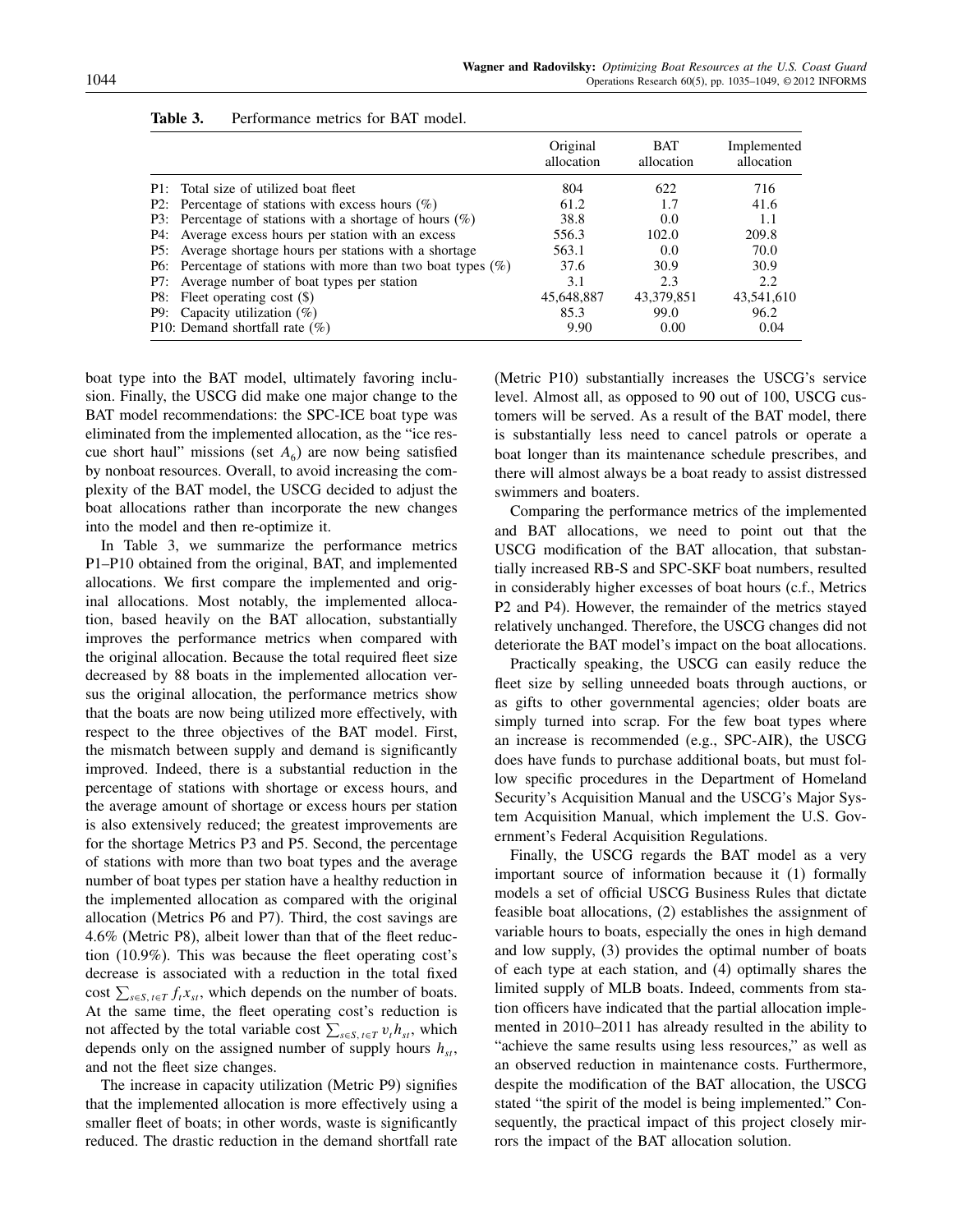**Table 3.** Performance metrics for BAT model.

| | Original allocation | BAT allocation | Implemented allocation |
|---|---|---|---|
| P1: Total size of utilized boat fleet | 804 | 622 | 716 |
| P2: Percentage of stations with excess hours (%) | 61.2 | 1.7 | 41.6 |
| P3: Percentage of stations with a shortage of hours (%) | 38.8 | 0.0 | 1.1 |
| P4: Average excess hours per station with an excess | 556.3 | 102.0 | 209.8 |
| P5: Average shortage hours per stations with a shortage | 563.1 | 0.0 | 70.0 |
| P6: Percentage of stations with more than two boat types (%) | 37.6 | 30.9 | 30.9 |
| P7: Average number of boat types per station | 3.1 | 2.3 | 2.2 |
| P8: Fleet operating cost ($) | 45,648,887 | 43,379,851 | 43,541,610 |
| P9: Capacity utilization (%) | 85.3 | 99.0 | 96.2 |
| P10: Demand shortfall rate (%) | 9.90 | 0.00 | 0.04 |

boat type into the BAT model, ultimately favoring inclusion. Finally, the USCG did make one major change to the BAT model recommendations: the SPC-ICE boat type was eliminated from the implemented allocation, as the "ice rescue short haul" missions (set $A_6$) are now being satisfied by nonboat resources. Overall, to avoid increasing the complexity of the BAT model, the USCG decided to adjust the boat allocations rather than incorporate the new changes into the model and then re-optimize it.

In Table 3, we summarize the performance metrics P1–P10 obtained from the original, BAT, and implemented allocations. We first compare the implemented and original allocations. Most notably, the implemented allocation, based heavily on the BAT allocation, substantially improves the performance metrics when compared with the original allocation. Because the total required fleet size decreased by 88 boats in the implemented allocation versus the original allocation, the performance metrics show that the boats are now being utilized more effectively, with respect to the three objectives of the BAT model. First, the mismatch between supply and demand is significantly improved. Indeed, there is a substantial reduction in the percentage of stations with shortage or excess hours, and the average amount of shortage or excess hours per station is also extensively reduced; the greatest improvements are for the shortage Metrics P3 and P5. Second, the percentage of stations with more than two boat types and the average number of boat types per station have a healthy reduction in the implemented allocation as compared with the original allocation (Metrics P6 and P7). Third, the cost savings are 4.6% (Metric P8), albeit lower than that of the fleet reduction (10.9%). This was because the fleet operating cost's decrease is associated with a reduction in the total fixed cost $\sum_{s\in S,\, t\in T} f_t x_{st}$, which depends on the number of boats. At the same time, the fleet operating cost's reduction is not affected by the total variable cost $\sum_{s\in S,\, t\in T} v_t h_{st}$, which depends only on the assigned number of supply hours $h_{st}$, and not the fleet size changes.

The increase in capacity utilization (Metric P9) signifies that the implemented allocation is more effectively using a smaller fleet of boats; in other words, waste is significantly reduced. The drastic reduction in the demand shortfall rate (Metric P10) substantially increases the USCG's service level. Almost all, as opposed to 90 out of 100, USCG customers will be served. As a result of the BAT model, there is substantially less need to cancel patrols or operate a boat longer than its maintenance schedule prescribes, and there will almost always be a boat ready to assist distressed swimmers and boaters.

Comparing the performance metrics of the implemented and BAT allocations, we need to point out that the USCG modification of the BAT allocation, that substantially increased RB-S and SPC-SKF boat numbers, resulted in considerably higher excesses of boat hours (c.f., Metrics P2 and P4). However, the remainder of the metrics stayed relatively unchanged. Therefore, the USCG changes did not deteriorate the BAT model's impact on the boat allocations.

Practically speaking, the USCG can easily reduce the fleet size by selling unneeded boats through auctions, or as gifts to other governmental agencies; older boats are simply turned into scrap. For the few boat types where an increase is recommended (e.g., SPC-AIR), the USCG does have funds to purchase additional boats, but must follow specific procedures in the Department of Homeland Security's Acquisition Manual and the USCG's Major System Acquisition Manual, which implement the U.S. Government's Federal Acquisition Regulations.

Finally, the USCG regards the BAT model as a very important source of information because it (1) formally models a set of official USCG Business Rules that dictate feasible boat allocations, (2) establishes the assignment of variable hours to boats, especially the ones in high demand and low supply, (3) provides the optimal number of boats of each type at each station, and (4) optimally shares the limited supply of MLB boats. Indeed, comments from station officers have indicated that the partial allocation implemented in 2010–2011 has already resulted in the ability to "achieve the same results using less resources," as well as an observed reduction in maintenance costs. Furthermore, despite the modification of the BAT allocation, the USCG stated "the spirit of the model is being implemented." Consequently, the practical impact of this project closely mirrors the impact of the BAT allocation solution.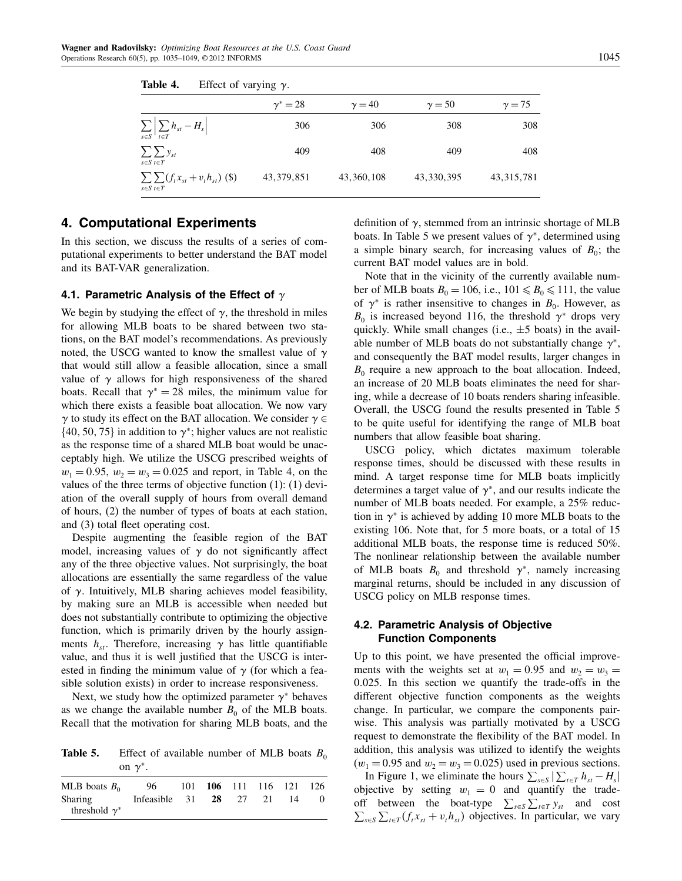**Table 4.** Effect of varying $\gamma$.

| | $\gamma^* = 28$ | $\gamma = 40$ | $\gamma = 50$ | $\gamma = 75$ |
|---|---|---|---|---|
| $\sum_{s \in S} \left\| \sum_{t \in T} h_{st} - H_s \right\|$ | 306 | 306 | 308 | 308 |
| $\sum_{s \in S} \sum_{t \in T} y_{st}$ | 409 | 408 | 409 | 408 |
| $\sum_{s \in S} \sum_{t \in T} (f_t x_{st} + v_t h_{st})$ ($) | 43,379,851 | 43,360,108 | 43,330,395 | 43,315,781 |

## 4. Computational Experiments

In this section, we discuss the results of a series of computational experiments to better understand the BAT model and its BAT-VAR generalization.

### 4.1. Parametric Analysis of the Effect of $\gamma$

We begin by studying the effect of $\gamma$, the threshold in miles for allowing MLB boats to be shared between two stations, on the BAT model's recommendations. As previously noted, the USCG wanted to know the smallest value of $\gamma$ that would still allow a feasible allocation, since a small value of $\gamma$ allows for high responsiveness of the shared boats. Recall that $\gamma^* = 28$ miles, the minimum value for which there exists a feasible boat allocation. We now vary $\gamma$ to study its effect on the BAT allocation. We consider $\gamma \in \{40, 50, 75\}$ in addition to $\gamma^*$; higher values are not realistic as the response time of a shared MLB boat would be unacceptably high. We utilize the USCG prescribed weights of $w_1 = 0.95$, $w_2 = w_3 = 0.025$ and report, in Table 4, on the values of the three terms of objective function (1): (1) deviation of the overall supply of hours from overall demand of hours, (2) the number of types of boats at each station, and (3) total fleet operating cost.

Despite augmenting the feasible region of the BAT model, increasing values of $\gamma$ do not significantly affect any of the three objective values. Not surprisingly, the boat allocations are essentially the same regardless of the value of $\gamma$. Intuitively, MLB sharing achieves model feasibility, by making sure an MLB is accessible when needed but does not substantially contribute to optimizing the objective function, which is primarily driven by the hourly assignments $h_{st}$. Therefore, increasing $\gamma$ has little quantifiable value, and thus it is well justified that the USCG is interested in finding the minimum value of $\gamma$ (for which a feasible solution exists) in order to increase responsiveness.

Next, we study how the optimized parameter $\gamma^*$ behaves as we change the available number $B_0$ of the MLB boats. Recall that the motivation for sharing MLB boats, and the definition of $\gamma$, stemmed from an intrinsic shortage of MLB boats. In Table 5 we present values of $\gamma^*$, determined using a simple binary search, for increasing values of $B_0$; the current BAT model values are in bold.

**Table 5.** Effect of available number of MLB boats $B_0$ on $\gamma^*$.

| MLB boats $B_0$ | 96 | 101 | **106** | 111 | 116 | 121 | 126 |
|---|---|---|---|---|---|---|---|
| Sharing threshold $\gamma^*$ | Infeasible | 31 | **28** | 27 | 21 | 14 | 0 |

Note that in the vicinity of the currently available number of MLB boats $B_0 = 106$, i.e., $101 \leqslant B_0 \leqslant 111$, the value of $\gamma^*$ is rather insensitive to changes in $B_0$. However, as $B_0$ is increased beyond 116, the threshold $\gamma^*$ drops very quickly. While small changes (i.e., $\pm 5$ boats) in the available number of MLB boats do not substantially change $\gamma^*$, and consequently the BAT model results, larger changes in $B_0$ require a new approach to the boat allocation. Indeed, an increase of 20 MLB boats eliminates the need for sharing, while a decrease of 10 boats renders sharing infeasible. Overall, the USCG found the results presented in Table 5 to be quite useful for identifying the range of MLB boat numbers that allow feasible boat sharing.

USCG policy, which dictates maximum tolerable response times, should be discussed with these results in mind. A target response time for MLB boats implicitly determines a target value of $\gamma^*$, and our results indicate the number of MLB boats needed. For example, a 25% reduction in $\gamma^*$ is achieved by adding 10 more MLB boats to the existing 106. Note that, for 5 more boats, or a total of 15 additional MLB boats, the response time is reduced 50%. The nonlinear relationship between the available number of MLB boats $B_0$ and threshold $\gamma^*$, namely increasing marginal returns, should be included in any discussion of USCG policy on MLB response times.

### 4.2. Parametric Analysis of Objective Function Components

Up to this point, we have presented the official improvements with the weights set at $w_1 = 0.95$ and $w_2 = w_3 = 0.025$. In this section we quantify the trade-offs in the different objective function components as the weights change. In particular, we compare the components pairwise. This analysis was partially motivated by a USCG request to demonstrate the flexibility of the BAT model. In addition, this analysis was utilized to identify the weights ($w_1 = 0.95$ and $w_2 = w_3 = 0.025$) used in previous sections.

In Figure 1, we eliminate the hours $\sum_{s \in S} |\sum_{t \in T} h_{st} - H_s|$ objective by setting $w_1 = 0$ and quantify the trade-off between the boat-type $\sum_{s \in S} \sum_{t \in T} y_{st}$ and cost $\sum_{s \in S} \sum_{t \in T} (f_t x_{st} + v_t h_{st})$ objectives. In particular, we vary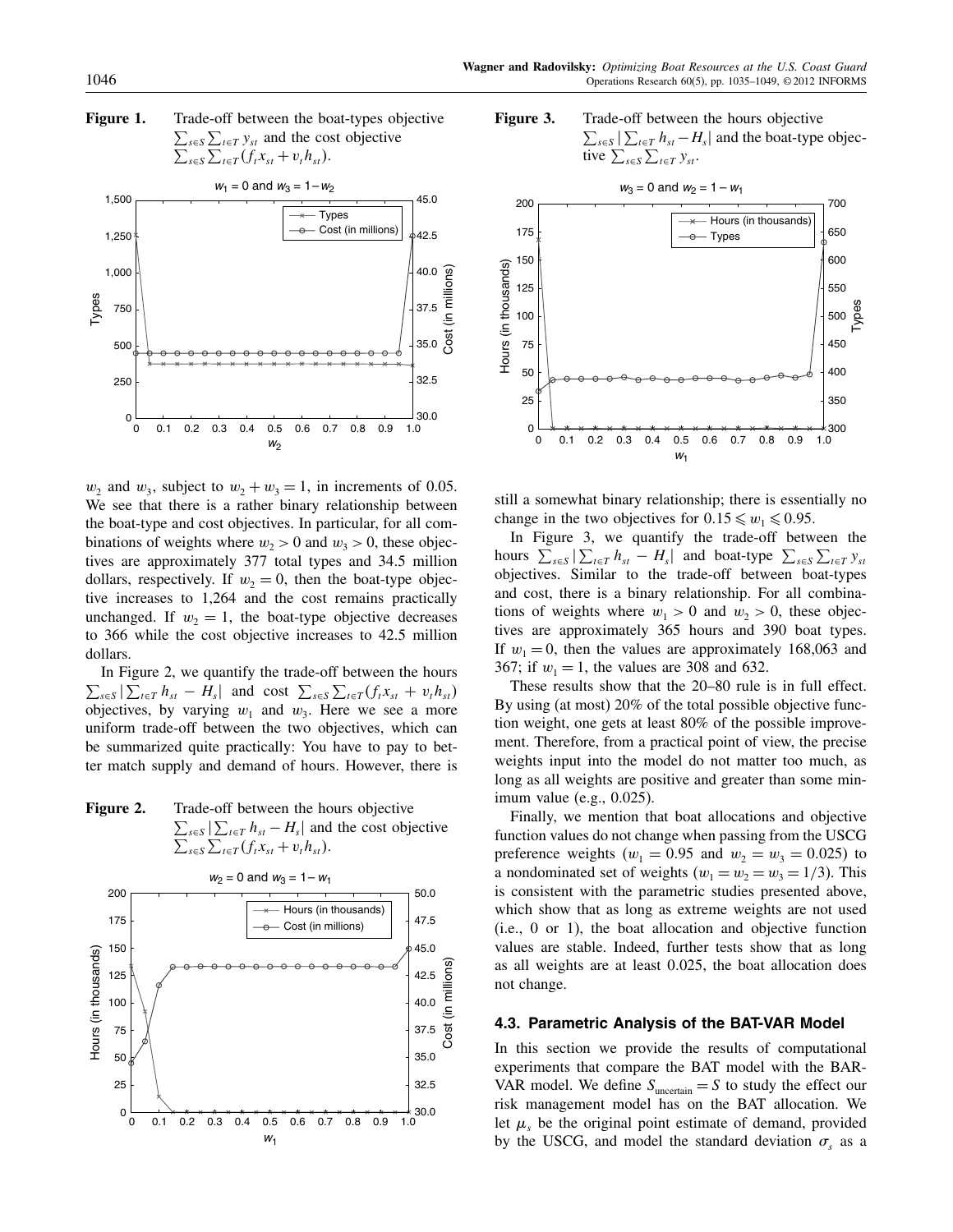**Figure 1.** Trade-off between the boat-types objective $\sum_{s\in S}\sum_{t\in T} y_{st}$ and the cost objective $\sum_{s\in S}\sum_{t\in T}(f_t x_{st} + v_t h_{st})$.

$w_2$ and $w_3$, subject to $w_2 + w_3 = 1$, in increments of 0.05. We see that there is a rather binary relationship between the boat-type and cost objectives. In particular, for all combinations of weights where $w_2 > 0$ and $w_3 > 0$, these objectives are approximately 377 total types and 34.5 million dollars, respectively. If $w_2 = 0$, then the boat-type objective increases to 1,264 and the cost remains practically unchanged. If $w_2 = 1$, the boat-type objective decreases to 366 while the cost objective increases to 42.5 million dollars.

In Figure 2, we quantify the trade-off between the hours $\sum_{s\in S}|\sum_{t\in T} h_{st} - H_s|$ and cost $\sum_{s\in S}\sum_{t\in T}(f_t x_{st} + v_t h_{st})$ objectives, by varying $w_1$ and $w_3$. Here we see a more uniform trade-off between the two objectives, which can be summarized quite practically: You have to pay to better match supply and demand of hours. However, there is still a somewhat binary relationship; there is essentially no change in the two objectives for $0.15 \leqslant w_1 \leqslant 0.95$.

**Figure 2.** Trade-off between the hours objective $\sum_{s\in S}|\sum_{t\in T} h_{st} - H_s|$ and the cost objective $\sum_{s\in S}\sum_{t\in T}(f_t x_{st} + v_t h_{st})$.

**Figure 3.** Trade-off between the hours objective $\sum_{s\in S}|\sum_{t\in T} h_{st} - H_s|$ and the boat-type objective $\sum_{s\in S}\sum_{t\in T} y_{st}$.

In Figure 3, we quantify the trade-off between the hours $\sum_{s\in S}|\sum_{t\in T} h_{st} - H_s|$ and boat-type $\sum_{s\in S}\sum_{t\in T} y_{st}$ objectives. Similar to the trade-off between boat-types and cost, there is a binary relationship. For all combinations of weights where $w_1 > 0$ and $w_2 > 0$, these objectives are approximately 365 hours and 390 boat types. If $w_1 = 0$, then the values are approximately 168,063 and 367; if $w_1 = 1$, the values are 308 and 632.

These results show that the 20–80 rule is in full effect. By using (at most) 20% of the total possible objective function weight, one gets at least 80% of the possible improvement. Therefore, from a practical point of view, the precise weights input into the model do not matter too much, as long as all weights are positive and greater than some minimum value (e.g., 0.025).

Finally, we mention that boat allocations and objective function values do not change when passing from the USCG preference weights ($w_1 = 0.95$ and $w_2 = w_3 = 0.025$) to a nondominated set of weights ($w_1 = w_2 = w_3 = 1/3$). This is consistent with the parametric studies presented above, which show that as long as extreme weights are not used (i.e., 0 or 1), the boat allocation and objective function values are stable. Indeed, further tests show that as long as all weights are at least 0.025, the boat allocation does not change.

### 4.3. Parametric Analysis of the BAT-VAR Model

In this section we provide the results of computational experiments that compare the BAT model with the BAR-VAR model. We define $S_{\text{uncertain}} = S$ to study the effect our risk management model has on the BAT allocation. We let $\mu_s$ be the original point estimate of demand, provided by the USCG, and model the standard deviation $\sigma_s$ as a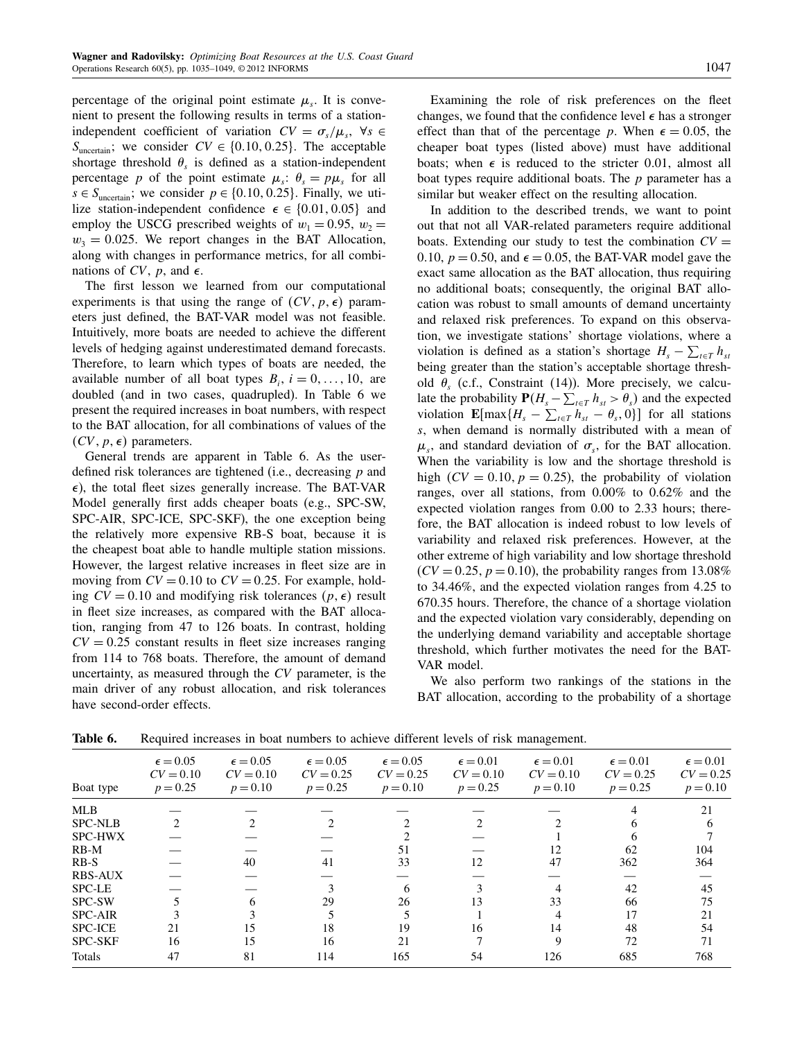percentage of the original point estimate $\mu_s$. It is convenient to present the following results in terms of a station-independent coefficient of variation $CV = \sigma_s/\mu_s$, $\forall s \in S_{\text{uncertain}}$; we consider $CV \in \{0.10, 0.25\}$. The acceptable shortage threshold $\theta_s$ is defined as a station-independent percentage $p$ of the point estimate $\mu_s$: $\theta_s = p\mu_s$ for all $s \in S_{\text{uncertain}}$; we consider $p \in \{0.10, 0.25\}$. Finally, we utilize station-independent confidence $\epsilon \in \{0.01, 0.05\}$ and employ the USCG prescribed weights of $w_1 = 0.95$, $w_2 = w_3 = 0.025$. We report changes in the BAT Allocation, along with changes in performance metrics, for all combinations of $CV$, $p$, and $\epsilon$.

The first lesson we learned from our computational experiments is that using the range of $(CV, p, \epsilon)$ parameters just defined, the BAT-VAR model was not feasible. Intuitively, more boats are needed to achieve the different levels of hedging against underestimated demand forecasts. Therefore, to learn which types of boats are needed, the available number of all boat types $B_i$, $i = 0, \ldots, 10$, are doubled (and in two cases, quadrupled). In Table 6 we present the required increases in boat numbers, with respect to the BAT allocation, for all combinations of values of the $(CV, p, \epsilon)$ parameters.

General trends are apparent in Table 6. As the user-defined risk tolerances are tightened (i.e., decreasing $p$ and $\epsilon$), the total fleet sizes generally increase. The BAT-VAR Model generally first adds cheaper boats (e.g., SPC-SW, SPC-AIR, SPC-ICE, SPC-SKF), the one exception being the relatively more expensive RB-S boat, because it is the cheapest boat able to handle multiple station missions. However, the largest relative increases in fleet size are in moving from $CV = 0.10$ to $CV = 0.25$. For example, holding $CV = 0.10$ and modifying risk tolerances $(p, \epsilon)$ result in fleet size increases, as compared with the BAT allocation, ranging from 47 to 126 boats. In contrast, holding $CV = 0.25$ constant results in fleet size increases ranging from 114 to 768 boats. Therefore, the amount of demand uncertainty, as measured through the $CV$ parameter, is the main driver of any robust allocation, and risk tolerances have second-order effects.

Examining the role of risk preferences on the fleet changes, we found that the confidence level $\epsilon$ has a stronger effect than that of the percentage $p$. When $\epsilon = 0.05$, the cheaper boat types (listed above) must have additional boats; when $\epsilon$ is reduced to the stricter 0.01, almost all boat types require additional boats. The $p$ parameter has a similar but weaker effect on the resulting allocation.

In addition to the described trends, we want to point out that not all VAR-related parameters require additional boats. Extending our study to test the combination $CV = 0.10$, $p = 0.50$, and $\epsilon = 0.05$, the BAT-VAR model gave the exact same allocation as the BAT allocation, thus requiring no additional boats; consequently, the original BAT allocation was robust to small amounts of demand uncertainty and relaxed risk preferences. To expand on this observation, we investigate stations' shortage violations, where a violation is defined as a station's shortage $H_s - \sum_{t \in T} h_{st}$ being greater than the station's acceptable shortage threshold $\theta_s$ (c.f., Constraint (14)). More precisely, we calculate the probability $\mathbf{P}(H_s - \sum_{t \in T} h_{st} > \theta_s)$ and the expected violation $\mathbf{E}[\max\{H_s - \sum_{t \in T} h_{st} - \theta_s, 0\}]$ for all stations $s$, when demand is normally distributed with a mean of $\mu_s$, and standard deviation of $\sigma_s$, for the BAT allocation. When the variability is low and the shortage threshold is high ($CV = 0.10$, $p = 0.25$), the probability of violation ranges, over all stations, from 0.00% to 0.62% and the expected violation ranges from 0.00 to 2.33 hours; therefore, the BAT allocation is indeed robust to low levels of variability and relaxed risk preferences. However, at the other extreme of high variability and low shortage threshold ($CV = 0.25$, $p = 0.10$), the probability ranges from 13.08% to 34.46%, and the expected violation ranges from 4.25 to 670.35 hours. Therefore, the chance of a shortage violation and the expected violation vary considerably, depending on the underlying demand variability and acceptable shortage threshold, which further motivates the need for the BAT-VAR model.

We also perform two rankings of the stations in the BAT allocation, according to the probability of a shortage

**Table 6.** Required increases in boat numbers to achieve different levels of risk management.

| Boat type | $\epsilon = 0.05$ $CV = 0.10$ $p = 0.25$ | $\epsilon = 0.05$ $CV = 0.10$ $p = 0.10$ | $\epsilon = 0.05$ $CV = 0.25$ $p = 0.25$ | $\epsilon = 0.05$ $CV = 0.25$ $p = 0.10$ | $\epsilon = 0.01$ $CV = 0.10$ $p = 0.25$ | $\epsilon = 0.01$ $CV = 0.10$ $p = 0.10$ | $\epsilon = 0.01$ $CV = 0.25$ $p = 0.25$ | $\epsilon = 0.01$ $CV = 0.25$ $p = 0.10$ |
|---|---|---|---|---|---|---|---|---|
| MLB | — | — | — | — | — | — | 4 | 21 |
| SPC-NLB | 2 | 2 | 2 | 2 | 2 | 2 | 6 | 6 |
| SPC-HWX | — | — | — | 2 | — | 1 | 6 | 7 |
| RB-M | — | — | — | 51 | — | 12 | 62 | 104 |
| RB-S | — | 40 | 41 | 33 | 12 | 47 | 362 | 364 |
| RBS-AUX | — | — | — | — | — | — | — | — |
| SPC-LE | — | — | 3 | 6 | 3 | 4 | 42 | 45 |
| SPC-SW | 5 | 6 | 29 | 26 | 13 | 33 | 66 | 75 |
| SPC-AIR | 3 | 3 | 5 | 5 | 1 | 4 | 17 | 21 |
| SPC-ICE | 21 | 15 | 18 | 19 | 16 | 14 | 48 | 54 |
| SPC-SKF | 16 | 15 | 16 | 21 | 7 | 9 | 72 | 71 |
| Totals | 47 | 81 | 114 | 165 | 54 | 126 | 685 | 768 |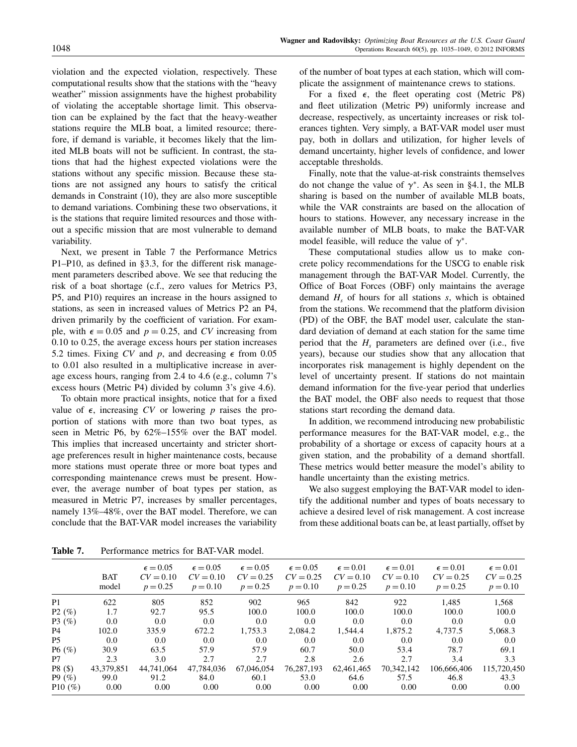violation and the expected violation, respectively. These computational results show that the stations with the "heavy weather" mission assignments have the highest probability of violating the acceptable shortage limit. This observation can be explained by the fact that the heavy-weather stations require the MLB boat, a limited resource; therefore, if demand is variable, it becomes likely that the limited MLB boats will not be sufficient. In contrast, the stations that had the highest expected violations were the stations without any specific mission. Because these stations are not assigned any hours to satisfy the critical demands in Constraint (10), they are also more susceptible to demand variations. Combining these two observations, it is the stations that require limited resources and those without a specific mission that are most vulnerable to demand variability.

Next, we present in Table 7 the Performance Metrics P1–P10, as defined in §3.3, for the different risk management parameters described above. We see that reducing the risk of a boat shortage (c.f., zero values for Metrics P3, P5, and P10) requires an increase in the hours assigned to stations, as seen in increased values of Metrics P2 an P4, driven primarily by the coefficient of variation. For example, with $\epsilon = 0.05$ and $p = 0.25$, and $CV$ increasing from 0.10 to 0.25, the average excess hours per station increases 5.2 times. Fixing $CV$ and $p$, and decreasing $\epsilon$ from 0.05 to 0.01 also resulted in a multiplicative increase in average excess hours, ranging from 2.4 to 4.6 (e.g., column 7's excess hours (Metric P4) divided by column 3's give 4.6).

To obtain more practical insights, notice that for a fixed value of $\epsilon$, increasing $CV$ or lowering $p$ raises the proportion of stations with more than two boat types, as seen in Metric P6, by 62%–155% over the BAT model. This implies that increased uncertainty and stricter shortage preferences result in higher maintenance costs, because more stations must operate three or more boat types and corresponding maintenance crews must be present. However, the average number of boat types per station, as measured in Metric P7, increases by smaller percentages, namely 13%–48%, over the BAT model. Therefore, we can conclude that the BAT-VAR model increases the variability of the number of boat types at each station, which will complicate the assignment of maintenance crews to stations.

For a fixed $\epsilon$, the fleet operating cost (Metric P8) and fleet utilization (Metric P9) uniformly increase and decrease, respectively, as uncertainty increases or risk tolerances tighten. Very simply, a BAT-VAR model user must pay, both in dollars and utilization, for higher levels of demand uncertainty, higher levels of confidence, and lower acceptable thresholds.

Finally, note that the value-at-risk constraints themselves do not change the value of $\gamma^*$. As seen in §4.1, the MLB sharing is based on the number of available MLB boats, while the VAR constraints are based on the allocation of hours to stations. However, any necessary increase in the available number of MLB boats, to make the BAT-VAR model feasible, will reduce the value of $\gamma^*$.

These computational studies allow us to make concrete policy recommendations for the USCG to enable risk management through the BAT-VAR Model. Currently, the Office of Boat Forces (OBF) only maintains the average demand $H_s$ of hours for all stations $s$, which is obtained from the stations. We recommend that the platform division (PD) of the OBF, the BAT model user, calculate the standard deviation of demand at each station for the same time period that the $H_s$ parameters are defined over (i.e., five years), because our studies show that any allocation that incorporates risk management is highly dependent on the level of uncertainty present. If stations do not maintain demand information for the five-year period that underlies the BAT model, the OBF also needs to request that those stations start recording the demand data.

In addition, we recommend introducing new probabilistic performance measures for the BAT-VAR model, e.g., the probability of a shortage or excess of capacity hours at a given station, and the probability of a demand shortfall. These metrics would better measure the model's ability to handle uncertainty than the existing metrics.

We also suggest employing the BAT-VAR model to identify the additional number and types of boats necessary to achieve a desired level of risk management. A cost increase from these additional boats can be, at least partially, offset by

**Table 7.** Performance metrics for BAT-VAR model.

| | BAT model | $\epsilon = 0.05$ $CV = 0.10$ $p = 0.25$ | $\epsilon = 0.05$ $CV = 0.10$ $p = 0.10$ | $\epsilon = 0.05$ $CV = 0.25$ $p = 0.25$ | $\epsilon = 0.05$ $CV = 0.25$ $p = 0.10$ | $\epsilon = 0.01$ $CV = 0.10$ $p = 0.25$ | $\epsilon = 0.01$ $CV = 0.10$ $p = 0.10$ | $\epsilon = 0.01$ $CV = 0.25$ $p = 0.25$ | $\epsilon = 0.01$ $CV = 0.25$ $p = 0.10$ |
|---|---|---|---|---|---|---|---|---|---|
| P1 | 622 | 805 | 852 | 902 | 965 | 842 | 922 | 1,485 | 1,568 |
| P2 (%) | 1.7 | 92.7 | 95.5 | 100.0 | 100.0 | 100.0 | 100.0 | 100.0 | 100.0 |
| P3 (%) | 0.0 | 0.0 | 0.0 | 0.0 | 0.0 | 0.0 | 0.0 | 0.0 | 0.0 |
| P4 | 102.0 | 335.9 | 672.2 | 1,753.3 | 2,084.2 | 1,544.4 | 1,875.2 | 4,737.5 | 5,068.3 |
| P5 | 0.0 | 0.0 | 0.0 | 0.0 | 0.0 | 0.0 | 0.0 | 0.0 | 0.0 |
| P6 (%) | 30.9 | 63.5 | 57.9 | 57.9 | 60.7 | 50.0 | 53.4 | 78.7 | 69.1 |
| P7 | 2.3 | 3.0 | 2.7 | 2.7 | 2.8 | 2.6 | 2.7 | 3.4 | 3.3 |
| P8 ($) | 43,379,851 | 44,741,064 | 47,784,036 | 67,046,054 | 76,287,193 | 62,461,465 | 70,342,142 | 106,666,406 | 115,720,450 |
| P9 (%) | 99.0 | 91.2 | 84.0 | 60.1 | 53.0 | 64.6 | 57.5 | 46.8 | 43.3 |
| P10 (%) | 0.00 | 0.00 | 0.00 | 0.00 | 0.00 | 0.00 | 0.00 | 0.00 | 0.00 |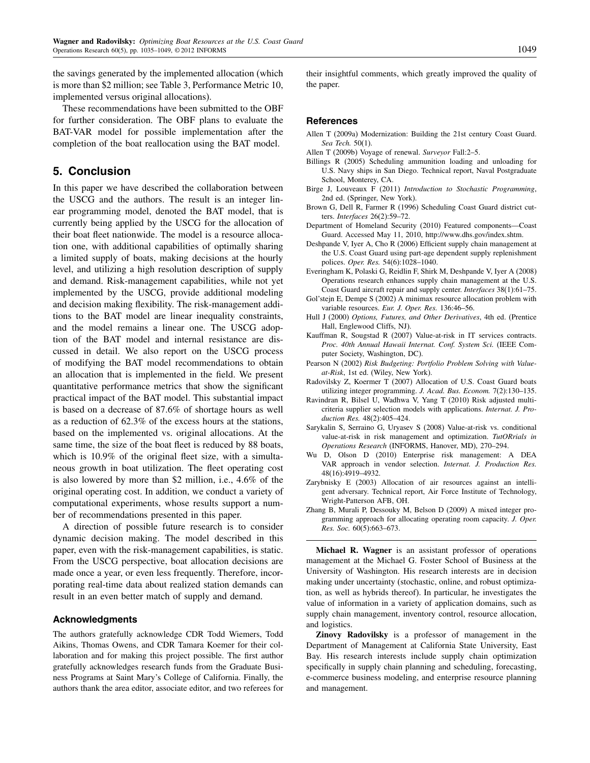the savings generated by the implemented allocation (which is more than $2 million; see Table 3, Performance Metric 10, implemented versus original allocations).

These recommendations have been submitted to the OBF for further consideration. The OBF plans to evaluate the BAT-VAR model for possible implementation after the completion of the boat reallocation using the BAT model.

## 5. Conclusion

In this paper we have described the collaboration between the USCG and the authors. The result is an integer linear programming model, denoted the BAT model, that is currently being applied by the USCG for the allocation of their boat fleet nationwide. The model is a resource allocation one, with additional capabilities of optimally sharing a limited supply of boats, making decisions at the hourly level, and utilizing a high resolution description of supply and demand. Risk-management capabilities, while not yet implemented by the USCG, provide additional modeling and decision making flexibility. The risk-management additions to the BAT model are linear inequality constraints, and the model remains a linear one. The USCG adoption of the BAT model and internal resistance are discussed in detail. We also report on the USCG process of modifying the BAT model recommendations to obtain an allocation that is implemented in the field. We present quantitative performance metrics that show the significant practical impact of the BAT model. This substantial impact is based on a decrease of 87.6% of shortage hours as well as a reduction of 62.3% of the excess hours at the stations, based on the implemented vs. original allocations. At the same time, the size of the boat fleet is reduced by 88 boats, which is 10.9% of the original fleet size, with a simultaneous growth in boat utilization. The fleet operating cost is also lowered by more than $2 million, i.e., 4.6% of the original operating cost. In addition, we conduct a variety of computational experiments, whose results support a number of recommendations presented in this paper.

A direction of possible future research is to consider dynamic decision making. The model described in this paper, even with the risk-management capabilities, is static. From the USCG perspective, boat allocation decisions are made once a year, or even less frequently. Therefore, incorporating real-time data about realized station demands can result in an even better match of supply and demand.

### Acknowledgments

The authors gratefully acknowledge CDR Todd Wiemers, Todd Aikins, Thomas Owens, and CDR Tamara Koemer for their collaboration and for making this project possible. The first author gratefully acknowledges research funds from the Graduate Business Programs at Saint Mary's College of California. Finally, the authors thank the area editor, associate editor, and two referees for their insightful comments, which greatly improved the quality of the paper.

### References

Allen T (2009a) Modernization: Building the 21st century Coast Guard. *Sea Tech.* 50(1).

Allen T (2009b) Voyage of renewal. *Surveyor* Fall:2–5.

Billings R (2005) Scheduling ammunition loading and unloading for U.S. Navy ships in San Diego. Technical report, Naval Postgraduate School, Monterey, CA.

Birge J, Louveaux F (2011) *Introduction to Stochastic Programming*, 2nd ed. (Springer, New York).

Brown G, Dell R, Farmer R (1996) Scheduling Coast Guard district cutters. *Interfaces* 26(2):59–72.

Department of Homeland Security (2010) Featured components—Coast Guard. Accessed May 11, 2010, http://www.dhs.gov/index.shtm.

Deshpande V, Iyer A, Cho R (2006) Efficient supply chain management at the U.S. Coast Guard using part-age dependent supply replenishment polices. *Oper. Res.* 54(6):1028–1040.

Everingham K, Polaski G, Reidlin F, Shirk M, Deshpande V, Iyer A (2008) Operations research enhances supply chain management at the U.S. Coast Guard aircraft repair and supply center. *Interfaces* 38(1):61–75.

Gol'stejn E, Dempe S (2002) A minimax resource allocation problem with variable resources. *Eur. J. Oper. Res.* 136:46–56.

Hull J (2000) *Options, Futures, and Other Derivatives*, 4th ed. (Prentice Hall, Englewood Cliffs, NJ).

Kauffman R, Sougstad R (2007) Value-at-risk in IT services contracts. *Proc. 40th Annual Hawaii Internat. Conf. System Sci.* (IEEE Computer Society, Washington, DC).

Pearson N (2002) *Risk Budgeting: Portfolio Problem Solving with Value-at-Risk*, 1st ed. (Wiley, New York).

Radovilsky Z, Koermer T (2007) Allocation of U.S. Coast Guard boats utilizing integer programming. *J. Acad. Bus. Econom.* 7(2):130–135.

Ravindran R, Bilsel U, Wadhwa V, Yang T (2010) Risk adjusted multicriteria supplier selection models with applications. *Internat. J. Production Res.* 48(2):405–424.

Sarykalin S, Serraino G, Uryasev S (2008) Value-at-risk vs. conditional value-at-risk in risk management and optimization. *TutORrials in Operations Research* (INFORMS, Hanover, MD), 270–294.

Wu D, Olson D (2010) Enterprise risk management: A DEA VAR approach in vendor selection. *Internat. J. Production Res.* 48(16):4919–4932.

Zarybnisky E (2003) Allocation of air resources against an intelligent adversary. Technical report, Air Force Institute of Technology, Wright-Patterson AFB, OH.

Zhang B, Murali P, Dessouky M, Belson D (2009) A mixed integer programming approach for allocating operating room capacity. *J. Oper. Res. Soc.* 60(5):663–673.

---

**Michael R. Wagner** is an assistant professor of operations management at the Michael G. Foster School of Business at the University of Washington. His research interests are in decision making under uncertainty (stochastic, online, and robust optimization, as well as hybrids thereof). In particular, he investigates the value of information in a variety of application domains, such as supply chain management, inventory control, resource allocation, and logistics.

**Zinovy Radovilsky** is a professor of management in the Department of Management at California State University, East Bay. His research interests include supply chain optimization specifically in supply chain planning and scheduling, forecasting, e-commerce business modeling, and enterprise resource planning and management.